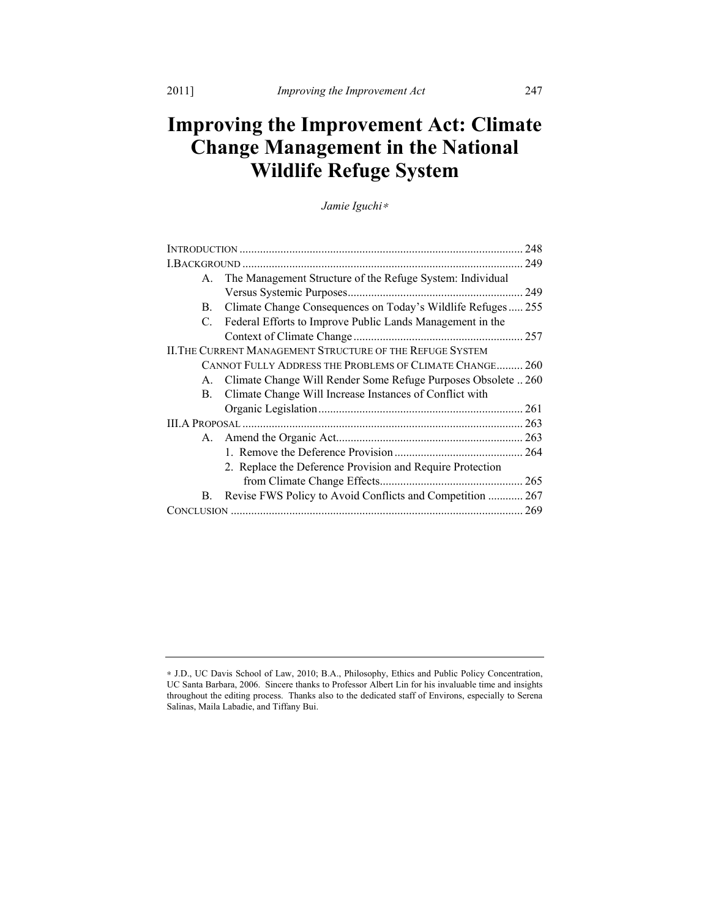# Improving the Improvement Act: Climate Change Management in the National Wildlife Refuge System

*Jamie Iguchi*[∗]

INTRODUCTION ................................................................................................ 248

I. BACKGROUND ................................................................................................ 249

A. The Management Structure of the Refuge System: Individual Versus Systemic Purposes ............................................................ 249

B. Climate Change Consequences on Today's Wildlife Refuges ..... 255

C. Federal Efforts to Improve Public Lands Management in the Context of Climate Change .......................................................... 257

II. THE CURRENT MANAGEMENT STRUCTURE OF THE REFUGE SYSTEM CANNOT FULLY ADDRESS THE PROBLEMS OF CLIMATE CHANGE ......... 260

A. Climate Change Will Render Some Refuge Purposes Obsolete .. 260

B. Climate Change Will Increase Instances of Conflict with Organic Legislation ..................................................................... 261

III. A PROPOSAL ................................................................................................ 263

A. Amend the Organic Act ................................................................ 263

1. Remove the Deference Provision ............................................ 264

2. Replace the Deference Provision and Require Protection from Climate Change Effects ................................................. 265

B. Revise FWS Policy to Avoid Conflicts and Competition ............ 267

CONCLUSION ................................................................................................... 269

---

∗ J.D., UC Davis School of Law, 2010; B.A., Philosophy, Ethics and Public Policy Concentration, UC Santa Barbara, 2006. Sincere thanks to Professor Albert Lin for his invaluable time and insights throughout the editing process. Thanks also to the dedicated staff of Environs, especially to Serena Salinas, Maila Labadie, and Tiffany Bui.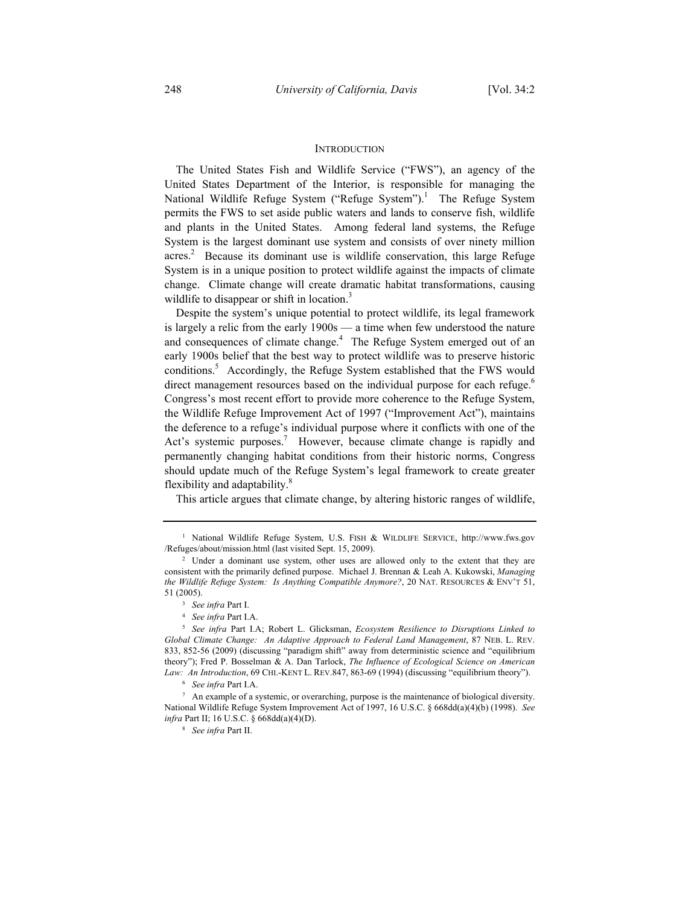## INTRODUCTION

The United States Fish and Wildlife Service ("FWS"), an agency of the United States Department of the Interior, is responsible for managing the National Wildlife Refuge System ("Refuge System").[1] The Refuge System permits the FWS to set aside public waters and lands to conserve fish, wildlife and plants in the United States. Among federal land systems, the Refuge System is the largest dominant use system and consists of over ninety million acres.[2] Because its dominant use is wildlife conservation, this large Refuge System is in a unique position to protect wildlife against the impacts of climate change. Climate change will create dramatic habitat transformations, causing wildlife to disappear or shift in location.[3]

Despite the system's unique potential to protect wildlife, its legal framework is largely a relic from the early 1900s — a time when few understood the nature and consequences of climate change.[4] The Refuge System emerged out of an early 1900s belief that the best way to protect wildlife was to preserve historic conditions.[5] Accordingly, the Refuge System established that the FWS would direct management resources based on the individual purpose for each refuge.[6] Congress's most recent effort to provide more coherence to the Refuge System, the Wildlife Refuge Improvement Act of 1997 ("Improvement Act"), maintains the deference to a refuge's individual purpose where it conflicts with one of the Act's systemic purposes.[7] However, because climate change is rapidly and permanently changing habitat conditions from their historic norms, Congress should update much of the Refuge System's legal framework to create greater flexibility and adaptability.[8]

This article argues that climate change, by altering historic ranges of wildlife,

---

[1] National Wildlife Refuge System, U.S. FISH & WILDLIFE SERVICE, http://www.fws.gov/Refuges/about/mission.html (last visited Sept. 15, 2009).

[2] Under a dominant use system, other uses are allowed only to the extent that they are consistent with the primarily defined purpose. Michael J. Brennan & Leah A. Kukowski, *Managing the Wildlife Refuge System: Is Anything Compatible Anymore?*, 20 NAT. RESOURCES & ENV'T 51, 51 (2005).

[3] *See infra* Part I.

[4] *See infra* Part I.A.

[5] *See infra* Part I.A; Robert L. Glicksman, *Ecosystem Resilience to Disruptions Linked to Global Climate Change: An Adaptive Approach to Federal Land Management*, 87 NEB. L. REV. 833, 852-56 (2009) (discussing "paradigm shift" away from deterministic science and "equilibrium theory"); Fred P. Bosselman & A. Dan Tarlock, *The Influence of Ecological Science on American Law: An Introduction*, 69 CHI.-KENT L. REV.847, 863-69 (1994) (discussing "equilibrium theory").

[6] *See infra* Part I.A.

[7] An example of a systemic, or overarching, purpose is the maintenance of biological diversity. National Wildlife Refuge System Improvement Act of 1997, 16 U.S.C. § 668dd(a)(4)(b) (1998). *See infra* Part II; 16 U.S.C. § 668dd(a)(4)(D).

[8] *See infra* Part II.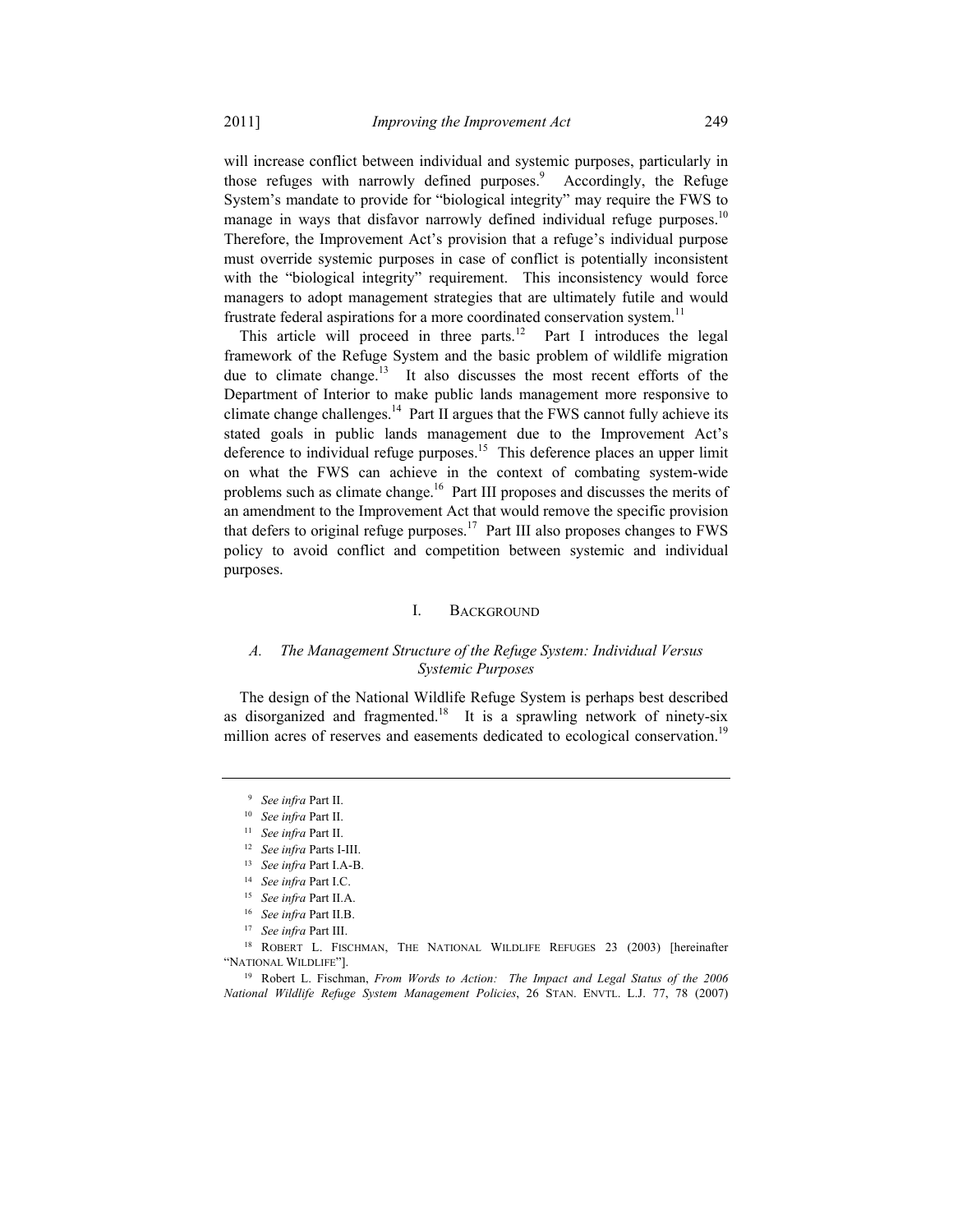will increase conflict between individual and systemic purposes, particularly in those refuges with narrowly defined purposes.[9] Accordingly, the Refuge System's mandate to provide for "biological integrity" may require the FWS to manage in ways that disfavor narrowly defined individual refuge purposes.[10] Therefore, the Improvement Act's provision that a refuge's individual purpose must override systemic purposes in case of conflict is potentially inconsistent with the "biological integrity" requirement. This inconsistency would force managers to adopt management strategies that are ultimately futile and would frustrate federal aspirations for a more coordinated conservation system.[11]

This article will proceed in three parts.[12] Part I introduces the legal framework of the Refuge System and the basic problem of wildlife migration due to climate change.[13] It also discusses the most recent efforts of the Department of Interior to make public lands management more responsive to climate change challenges.[14] Part II argues that the FWS cannot fully achieve its stated goals in public lands management due to the Improvement Act's deference to individual refuge purposes.[15] This deference places an upper limit on what the FWS can achieve in the context of combating system-wide problems such as climate change.[16] Part III proposes and discusses the merits of an amendment to the Improvement Act that would remove the specific provision that defers to original refuge purposes.[17] Part III also proposes changes to FWS policy to avoid conflict and competition between systemic and individual purposes.

# I. BACKGROUND

## *A. The Management Structure of the Refuge System: Individual Versus Systemic Purposes*

The design of the National Wildlife Refuge System is perhaps best described as disorganized and fragmented.[18] It is a sprawling network of ninety-six million acres of reserves and easements dedicated to ecological conservation.[19]

---

[9] *See infra* Part II.

[10] *See infra* Part II.

[11] *See infra* Part II.

[12] *See infra* Parts I-III.

[13] *See infra* Part I.A-B.

[14] *See infra* Part I.C.

[15] *See infra* Part II.A.

[16] *See infra* Part II.B.

[17] *See infra* Part III.

[18] ROBERT L. FISCHMAN, THE NATIONAL WILDLIFE REFUGES 23 (2003) [hereinafter "NATIONAL WILDLIFE"].

[19] Robert L. Fischman, *From Words to Action: The Impact and Legal Status of the 2006 National Wildlife Refuge System Management Policies*, 26 STAN. ENVTL. L.J. 77, 78 (2007)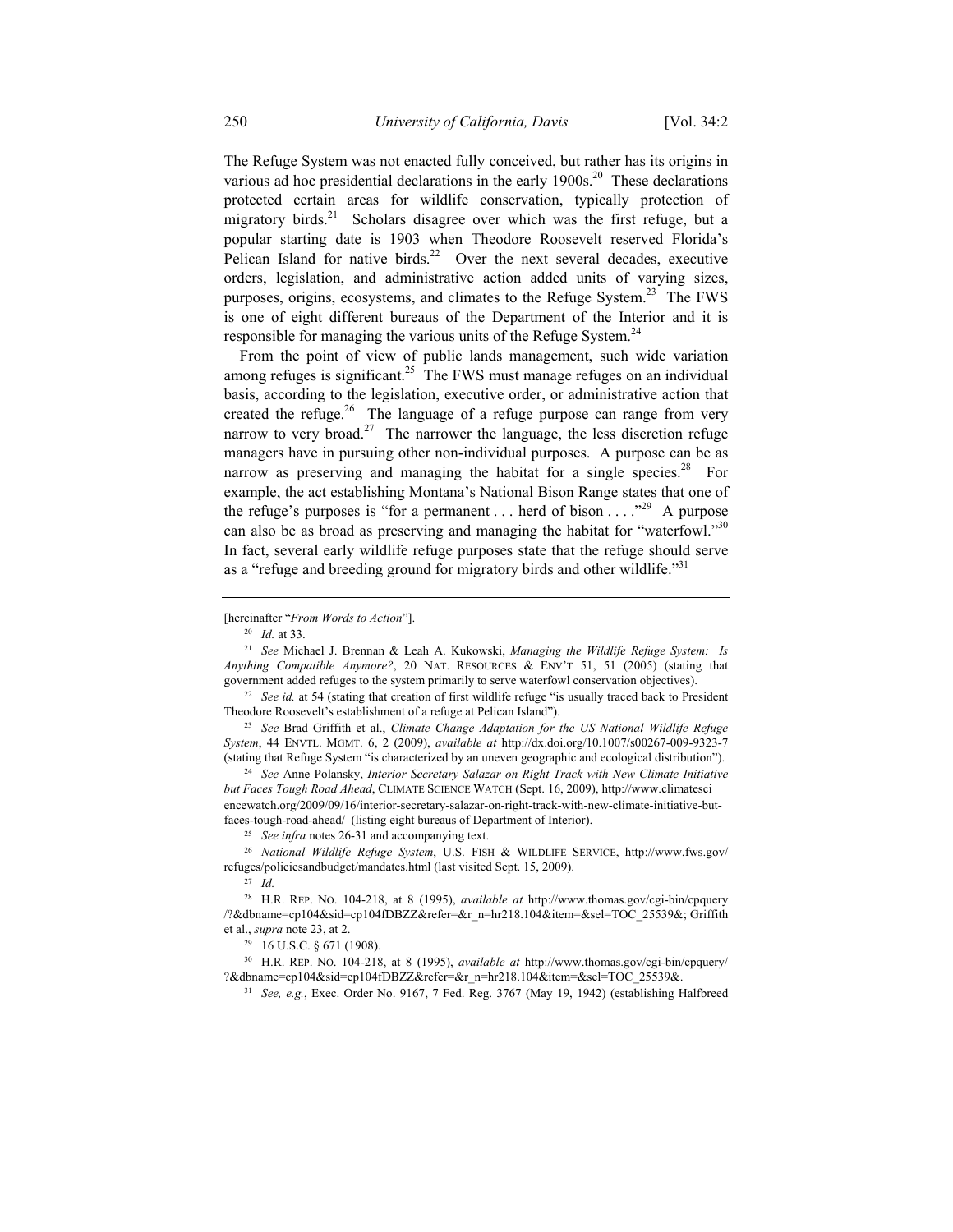The Refuge System was not enacted fully conceived, but rather has its origins in various ad hoc presidential declarations in the early 1900s.[20] These declarations protected certain areas for wildlife conservation, typically protection of migratory birds.[21] Scholars disagree over which was the first refuge, but a popular starting date is 1903 when Theodore Roosevelt reserved Florida's Pelican Island for native birds.[22] Over the next several decades, executive orders, legislation, and administrative action added units of varying sizes, purposes, origins, ecosystems, and climates to the Refuge System.[23] The FWS is one of eight different bureaus of the Department of the Interior and it is responsible for managing the various units of the Refuge System.[24]

From the point of view of public lands management, such wide variation among refuges is significant.[25] The FWS must manage refuges on an individual basis, according to the legislation, executive order, or administrative action that created the refuge.[26] The language of a refuge purpose can range from very narrow to very broad.[27] The narrower the language, the less discretion refuge managers have in pursuing other non-individual purposes. A purpose can be as narrow as preserving and managing the habitat for a single species.[28] For example, the act establishing Montana's National Bison Range states that one of the refuge's purposes is "for a permanent . . . herd of bison . . . ."[29] A purpose can also be as broad as preserving and managing the habitat for "waterfowl."[30] In fact, several early wildlife refuge purposes state that the refuge should serve as a "refuge and breeding ground for migratory birds and other wildlife."[31]

---

[hereinafter "*From Words to Action*"].

[20] *Id.* at 33.

[21] *See* Michael J. Brennan & Leah A. Kukowski, *Managing the Wildlife Refuge System: Is Anything Compatible Anymore?*, 20 NAT. RESOURCES & ENV'T 51, 51 (2005) (stating that government added refuges to the system primarily to serve waterfowl conservation objectives).

[22] *See id.* at 54 (stating that creation of first wildlife refuge "is usually traced back to President Theodore Roosevelt's establishment of a refuge at Pelican Island").

[23] *See* Brad Griffith et al., *Climate Change Adaptation for the US National Wildlife Refuge System*, 44 ENVTL. MGMT. 6, 2 (2009), *available at* http://dx.doi.org/10.1007/s00267-009-9323-7 (stating that Refuge System "is characterized by an uneven geographic and ecological distribution").

[24] *See* Anne Polansky, *Interior Secretary Salazar on Right Track with New Climate Initiative but Faces Tough Road Ahead*, CLIMATE SCIENCE WATCH (Sept. 16, 2009), http://www.climatesciencewatch.org/2009/09/16/interior-secretary-salazar-on-right-track-with-new-climate-initiative-but-faces-tough-road-ahead/ (listing eight bureaus of Department of Interior).

[25] *See infra* notes 26-31 and accompanying text.

[26] *National Wildlife Refuge System*, U.S. FISH & WILDLIFE SERVICE, http://www.fws.gov/refuges/policiesandbudget/mandates.html (last visited Sept. 15, 2009).

[27] *Id.*

[28] H.R. REP. NO. 104-218, at 8 (1995), *available at* http://www.thomas.gov/cgi-bin/cpquery/?&dbname=cp104&sid=cp104fDBZZ&refer=&r_n=hr218.104&item=&sel=TOC_25539&; Griffith et al., *supra* note 23, at 2.

[29] 16 U.S.C. § 671 (1908).

[30] H.R. REP. NO. 104-218, at 8 (1995), *available at* http://www.thomas.gov/cgi-bin/cpquery/?&dbname=cp104&sid=cp104fDBZZ&refer=&r_n=hr218.104&item=&sel=TOC_25539&.

[31] *See, e.g.*, Exec. Order No. 9167, 7 Fed. Reg. 3767 (May 19, 1942) (establishing Halfbreed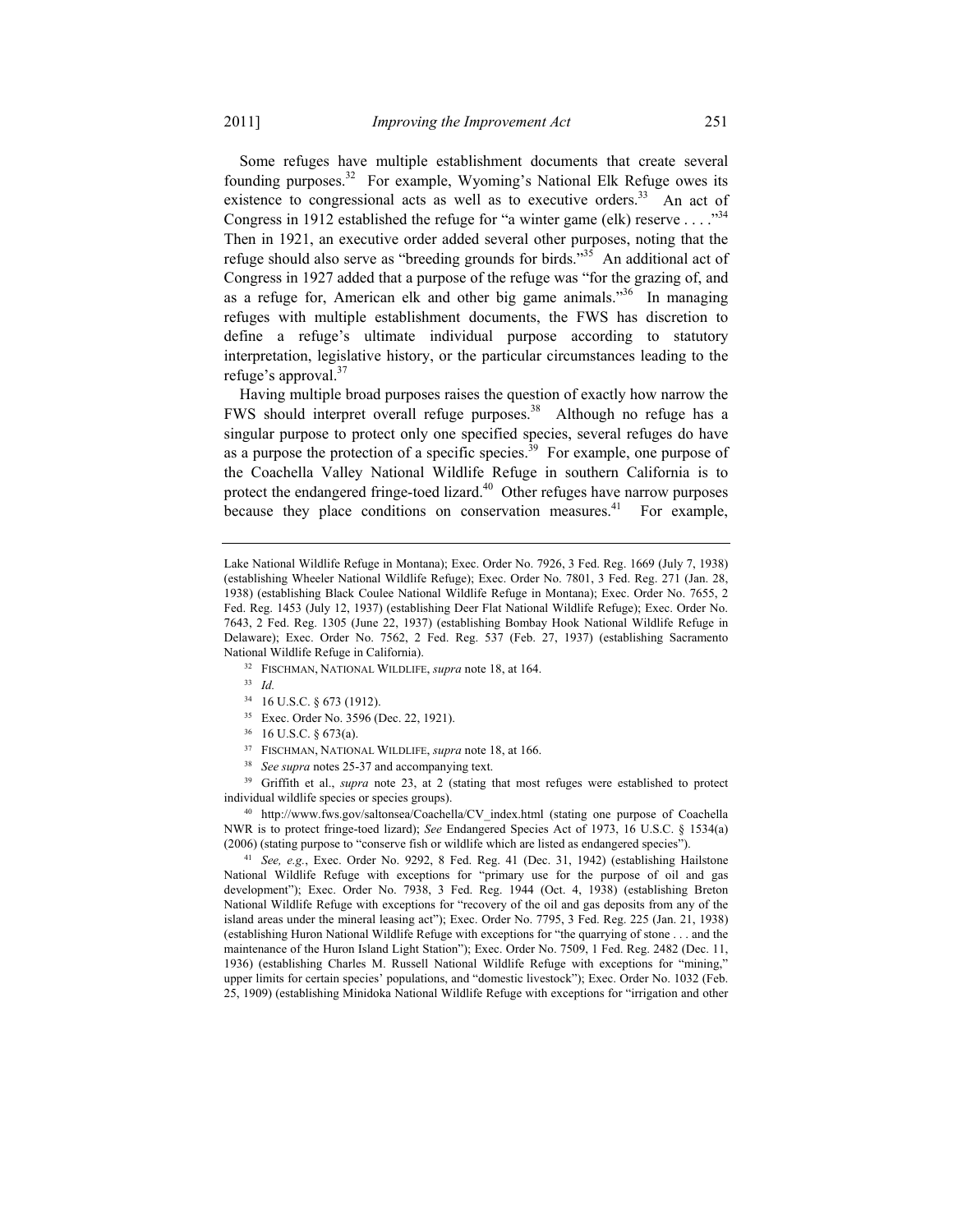Some refuges have multiple establishment documents that create several founding purposes.[32] For example, Wyoming's National Elk Refuge owes its existence to congressional acts as well as to executive orders.[33] An act of Congress in 1912 established the refuge for "a winter game (elk) reserve . . . ."[34] Then in 1921, an executive order added several other purposes, noting that the refuge should also serve as "breeding grounds for birds."[35] An additional act of Congress in 1927 added that a purpose of the refuge was "for the grazing of, and as a refuge for, American elk and other big game animals."[36] In managing refuges with multiple establishment documents, the FWS has discretion to define a refuge's ultimate individual purpose according to statutory interpretation, legislative history, or the particular circumstances leading to the refuge's approval.[37]

Having multiple broad purposes raises the question of exactly how narrow the FWS should interpret overall refuge purposes.[38] Although no refuge has a singular purpose to protect only one specified species, several refuges do have as a purpose the protection of a specific species.[39] For example, one purpose of the Coachella Valley National Wildlife Refuge in southern California is to protect the endangered fringe-toed lizard.[40] Other refuges have narrow purposes because they place conditions on conservation measures.[41] For example,

---

Lake National Wildlife Refuge in Montana); Exec. Order No. 7926, 3 Fed. Reg. 1669 (July 7, 1938) (establishing Wheeler National Wildlife Refuge); Exec. Order No. 7801, 3 Fed. Reg. 271 (Jan. 28, 1938) (establishing Black Coulee National Wildlife Refuge in Montana); Exec. Order No. 7655, 2 Fed. Reg. 1453 (July 12, 1937) (establishing Deer Flat National Wildlife Refuge); Exec. Order No. 7643, 2 Fed. Reg. 1305 (June 22, 1937) (establishing Bombay Hook National Wildlife Refuge in Delaware); Exec. Order No. 7562, 2 Fed. Reg. 537 (Feb. 27, 1937) (establishing Sacramento National Wildlife Refuge in California).

[32] FISCHMAN, NATIONAL WILDLIFE, *supra* note 18, at 164.

[33] *Id.*

[34] 16 U.S.C. § 673 (1912).

[35] Exec. Order No. 3596 (Dec. 22, 1921).

[36] 16 U.S.C. § 673(a).

[37] FISCHMAN, NATIONAL WILDLIFE, *supra* note 18, at 166.

[38] *See supra* notes 25-37 and accompanying text.

[39] Griffith et al., *supra* note 23, at 2 (stating that most refuges were established to protect individual wildlife species or species groups).

[40] http://www.fws.gov/saltonsea/Coachella/CV_index.html (stating one purpose of Coachella NWR is to protect fringe-toed lizard); *See* Endangered Species Act of 1973, 16 U.S.C. § 1534(a) (2006) (stating purpose to "conserve fish or wildlife which are listed as endangered species").

[41] *See, e.g.*, Exec. Order No. 9292, 8 Fed. Reg. 41 (Dec. 31, 1942) (establishing Hailstone National Wildlife Refuge with exceptions for "primary use for the purpose of oil and gas development"); Exec. Order No. 7938, 3 Fed. Reg. 1944 (Oct. 4, 1938) (establishing Breton National Wildlife Refuge with exceptions for "recovery of the oil and gas deposits from any of the island areas under the mineral leasing act"); Exec. Order No. 7795, 3 Fed. Reg. 225 (Jan. 21, 1938) (establishing Huron National Wildlife Refuge with exceptions for "the quarrying of stone . . . and the maintenance of the Huron Island Light Station"); Exec. Order No. 7509, 1 Fed. Reg. 2482 (Dec. 11, 1936) (establishing Charles M. Russell National Wildlife Refuge with exceptions for "mining," upper limits for certain species' populations, and "domestic livestock"); Exec. Order No. 1032 (Feb. 25, 1909) (establishing Minidoka National Wildlife Refuge with exceptions for "irrigation and other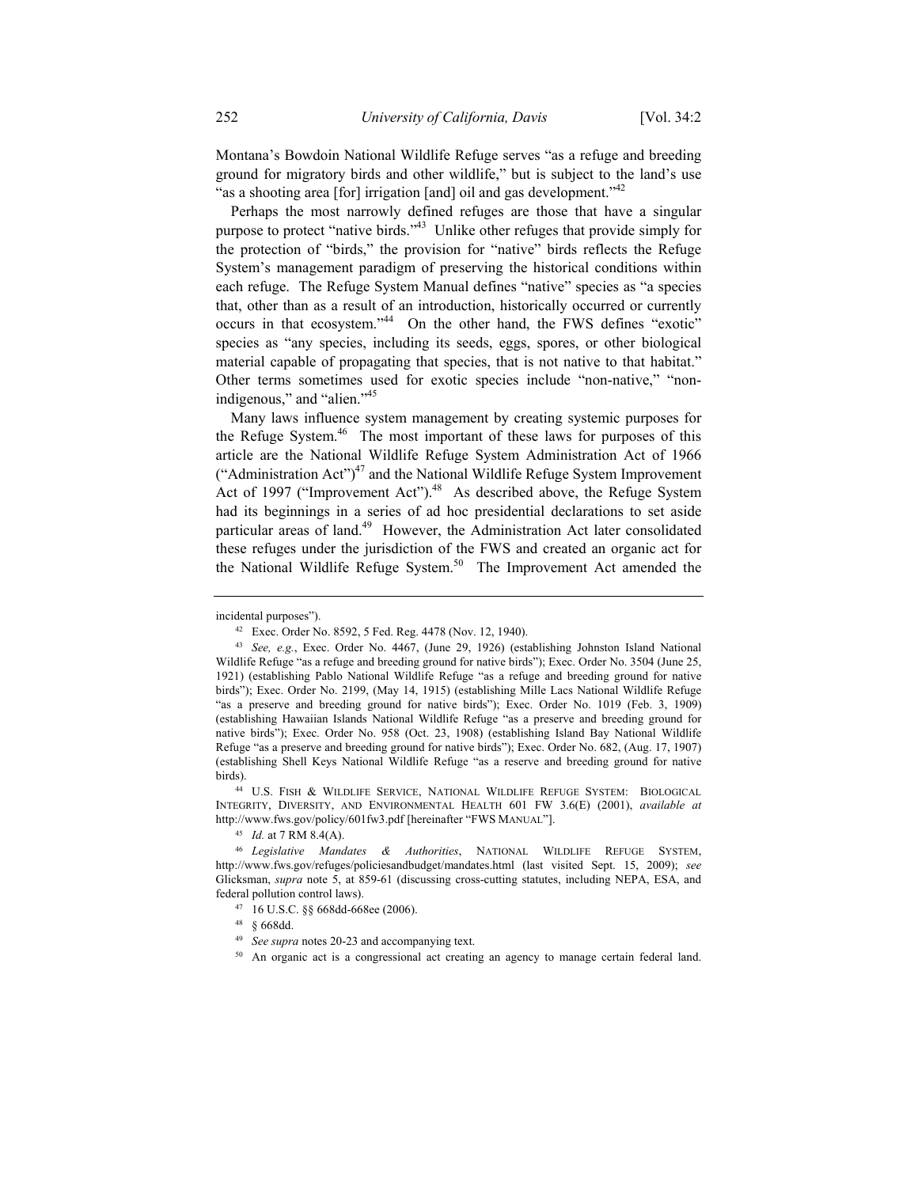Montana's Bowdoin National Wildlife Refuge serves "as a refuge and breeding ground for migratory birds and other wildlife," but is subject to the land's use "as a shooting area [for] irrigation [and] oil and gas development."[42]

Perhaps the most narrowly defined refuges are those that have a singular purpose to protect "native birds."[43] Unlike other refuges that provide simply for the protection of "birds," the provision for "native" birds reflects the Refuge System's management paradigm of preserving the historical conditions within each refuge. The Refuge System Manual defines "native" species as "a species that, other than as a result of an introduction, historically occurred or currently occurs in that ecosystem."[44] On the other hand, the FWS defines "exotic" species as "any species, including its seeds, eggs, spores, or other biological material capable of propagating that species, that is not native to that habitat." Other terms sometimes used for exotic species include "non-native," "non-indigenous," and "alien."[45]

Many laws influence system management by creating systemic purposes for the Refuge System.[46] The most important of these laws for purposes of this article are the National Wildlife Refuge System Administration Act of 1966 ("Administration Act")[47] and the National Wildlife Refuge System Improvement Act of 1997 ("Improvement Act").[48] As described above, the Refuge System had its beginnings in a series of ad hoc presidential declarations to set aside particular areas of land.[49] However, the Administration Act later consolidated these refuges under the jurisdiction of the FWS and created an organic act for the National Wildlife Refuge System.[50] The Improvement Act amended the

---

incidental purposes").

[42] Exec. Order No. 8592, 5 Fed. Reg. 4478 (Nov. 12, 1940).

[43] *See, e.g.*, Exec. Order No. 4467, (June 29, 1926) (establishing Johnston Island National Wildlife Refuge "as a refuge and breeding ground for native birds"); Exec. Order No. 3504 (June 25, 1921) (establishing Pablo National Wildlife Refuge "as a refuge and breeding ground for native birds"); Exec. Order No. 2199, (May 14, 1915) (establishing Mille Lacs National Wildlife Refuge "as a preserve and breeding ground for native birds"); Exec. Order No. 1019 (Feb. 3, 1909) (establishing Hawaiian Islands National Wildlife Refuge "as a preserve and breeding ground for native birds"); Exec. Order No. 958 (Oct. 23, 1908) (establishing Island Bay National Wildlife Refuge "as a preserve and breeding ground for native birds"); Exec. Order No. 682, (Aug. 17, 1907) (establishing Shell Keys National Wildlife Refuge "as a reserve and breeding ground for native birds).

[44] U.S. FISH & WILDLIFE SERVICE, NATIONAL WILDLIFE REFUGE SYSTEM: BIOLOGICAL INTEGRITY, DIVERSITY, AND ENVIRONMENTAL HEALTH 601 FW 3.6(E) (2001), *available at* http://www.fws.gov/policy/601fw3.pdf [hereinafter "FWS MANUAL"].

[45] *Id.* at 7 RM 8.4(A).

[46] *Legislative Mandates & Authorities*, NATIONAL WILDLIFE REFUGE SYSTEM, http://www.fws.gov/refuges/policiesandbudget/mandates.html (last visited Sept. 15, 2009); *see* Glicksman, *supra* note 5, at 859-61 (discussing cross-cutting statutes, including NEPA, ESA, and federal pollution control laws).

[47] 16 U.S.C. §§ 668dd-668ee (2006).

[48] § 668dd.

[49] *See supra* notes 20-23 and accompanying text.

[50] An organic act is a congressional act creating an agency to manage certain federal land.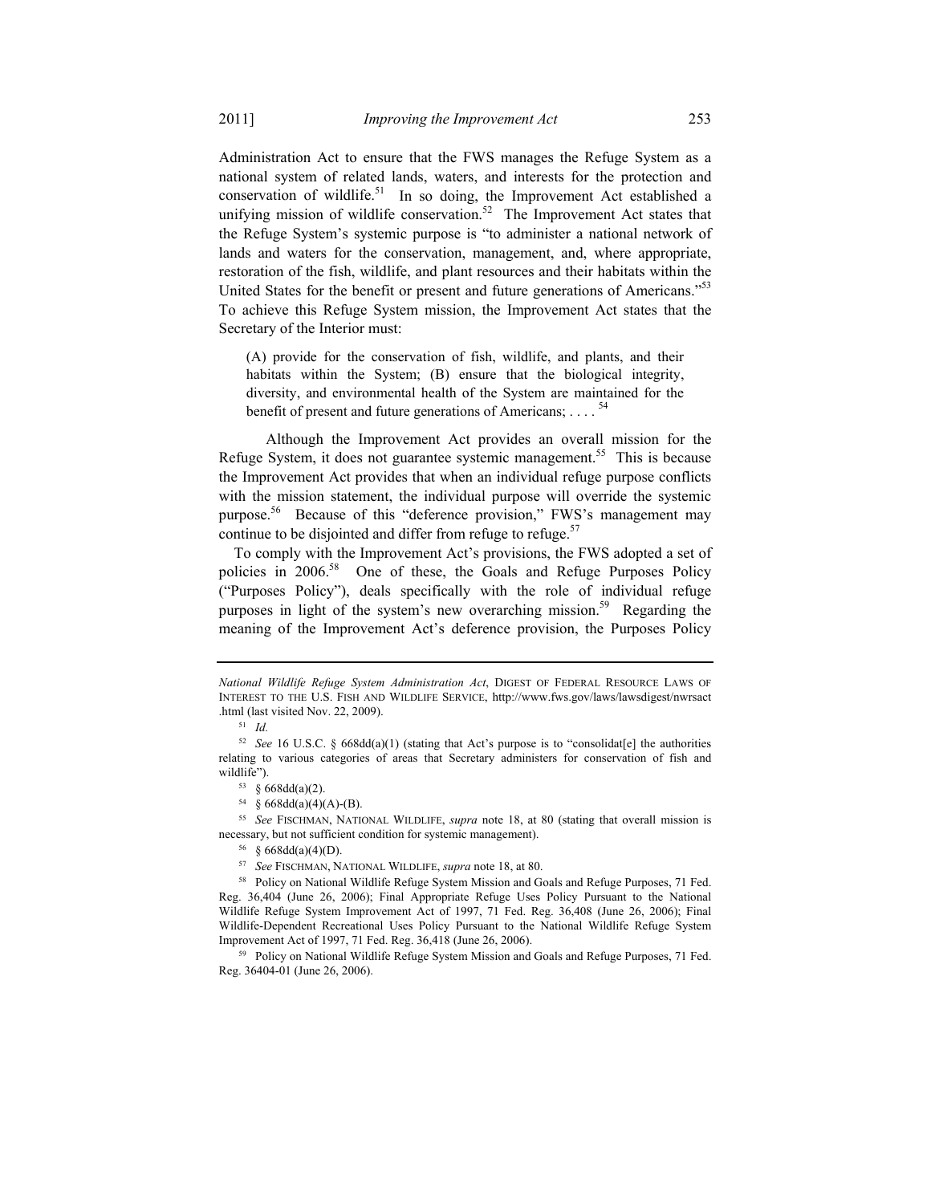Administration Act to ensure that the FWS manages the Refuge System as a national system of related lands, waters, and interests for the protection and conservation of wildlife.[51] In so doing, the Improvement Act established a unifying mission of wildlife conservation.[52] The Improvement Act states that the Refuge System's systemic purpose is "to administer a national network of lands and waters for the conservation, management, and, where appropriate, restoration of the fish, wildlife, and plant resources and their habitats within the United States for the benefit or present and future generations of Americans."[53] To achieve this Refuge System mission, the Improvement Act states that the Secretary of the Interior must:

> (A) provide for the conservation of fish, wildlife, and plants, and their habitats within the System; (B) ensure that the biological integrity, diversity, and environmental health of the System are maintained for the benefit of present and future generations of Americans; . . . .[54]

Although the Improvement Act provides an overall mission for the Refuge System, it does not guarantee systemic management.[55] This is because the Improvement Act provides that when an individual refuge purpose conflicts with the mission statement, the individual purpose will override the systemic purpose.[56] Because of this "deference provision," FWS's management may continue to be disjointed and differ from refuge to refuge.[57]

To comply with the Improvement Act's provisions, the FWS adopted a set of policies in 2006.[58] One of these, the Goals and Refuge Purposes Policy ("Purposes Policy"), deals specifically with the role of individual refuge purposes in light of the system's new overarching mission.[59] Regarding the meaning of the Improvement Act's deference provision, the Purposes Policy

---

*National Wildlife Refuge System Administration Act*, DIGEST OF FEDERAL RESOURCE LAWS OF INTEREST TO THE U.S. FISH AND WILDLIFE SERVICE, http://www.fws.gov/laws/lawsdigest/nwrsact.html (last visited Nov. 22, 2009).

[51] *Id.*

[52] *See* 16 U.S.C. § 668dd(a)(1) (stating that Act's purpose is to "consolidat[e] the authorities relating to various categories of areas that Secretary administers for conservation of fish and wildlife").

[53] § 668dd(a)(2).

[54] § 668dd(a)(4)(A)-(B).

[55] *See* FISCHMAN, NATIONAL WILDLIFE, *supra* note 18, at 80 (stating that overall mission is necessary, but not sufficient condition for systemic management).

[56] § 668dd(a)(4)(D).

[57] *See* FISCHMAN, NATIONAL WILDLIFE, *supra* note 18, at 80.

[58] Policy on National Wildlife Refuge System Mission and Goals and Refuge Purposes, 71 Fed. Reg. 36,404 (June 26, 2006); Final Appropriate Refuge Uses Policy Pursuant to the National Wildlife Refuge System Improvement Act of 1997, 71 Fed. Reg. 36,408 (June 26, 2006); Final Wildlife-Dependent Recreational Uses Policy Pursuant to the National Wildlife Refuge System Improvement Act of 1997, 71 Fed. Reg. 36,418 (June 26, 2006).

[59] Policy on National Wildlife Refuge System Mission and Goals and Refuge Purposes, 71 Fed. Reg. 36404-01 (June 26, 2006).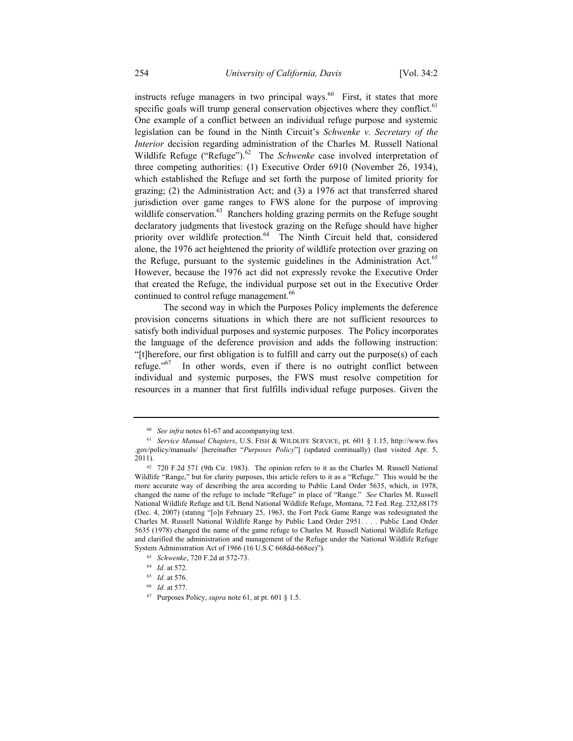instructs refuge managers in two principal ways.[60] First, it states that more specific goals will trump general conservation objectives where they conflict.[61] One example of a conflict between an individual refuge purpose and systemic legislation can be found in the Ninth Circuit's *Schwenke v. Secretary of the Interior* decision regarding administration of the Charles M. Russell National Wildlife Refuge ("Refuge").[62] The *Schwenke* case involved interpretation of three competing authorities: (1) Executive Order 6910 (November 26, 1934), which established the Refuge and set forth the purpose of limited priority for grazing; (2) the Administration Act; and (3) a 1976 act that transferred shared jurisdiction over game ranges to FWS alone for the purpose of improving wildlife conservation.[63] Ranchers holding grazing permits on the Refuge sought declaratory judgments that livestock grazing on the Refuge should have higher priority over wildlife protection.[64] The Ninth Circuit held that, considered alone, the 1976 act heightened the priority of wildlife protection over grazing on the Refuge, pursuant to the systemic guidelines in the Administration Act.[65] However, because the 1976 act did not expressly revoke the Executive Order that created the Refuge, the individual purpose set out in the Executive Order continued to control refuge management.[66]

The second way in which the Purposes Policy implements the deference provision concerns situations in which there are not sufficient resources to satisfy both individual purposes and systemic purposes. The Policy incorporates the language of the deference provision and adds the following instruction: "[t]herefore, our first obligation is to fulfill and carry out the purpose(s) of each refuge."[67] In other words, even if there is no outright conflict between individual and systemic purposes, the FWS must resolve competition for resources in a manner that first fulfills individual refuge purposes. Given the

---

[60] *See infra* notes 61-67 and accompanying text.

[61] *Service Manual Chapters*, U.S. FISH & WILDLIFE SERVICE, pt. 601 § 1.15, http://www.fws.gov/policy/manuals/ [hereinafter "*Purposes Policy*"] (updated continually) (last visited Apr. 5, 2011).

[62] 720 F.2d 571 (9th Cir. 1983). The opinion refers to it as the Charles M. Russell National Wildlife "Range," but for clarity purposes, this article refers to it as a "Refuge." This would be the more accurate way of describing the area according to Public Land Order 5635, which, in 1978, changed the name of the refuge to include "Refuge" in place of "Range." *See* Charles M. Russell National Wildlife Refuge and UL Bend National Wildlife Refuge, Montana, 72 Fed. Reg. 232,68175 (Dec. 4, 2007) (stating "[o]n February 25, 1963, the Fort Peck Game Range was redesignated the Charles M. Russell National Wildlife Range by Public Land Order 2951. . . . Public Land Order 5635 (1978) changed the name of the game refuge to Charles M. Russell National Wildlife Refuge and clarified the administration and management of the Refuge under the National Wildlife Refuge System Administration Act of 1966 (16 U.S.C 668dd-668ee)").

[63] *Schwenke*, 720 F.2d at 572-73.

[64] *Id.* at 572.

[65] *Id.* at 576.

[66] *Id.* at 577.

[67] Purposes Policy, *supra* note 61, at pt. 601 § 1.5.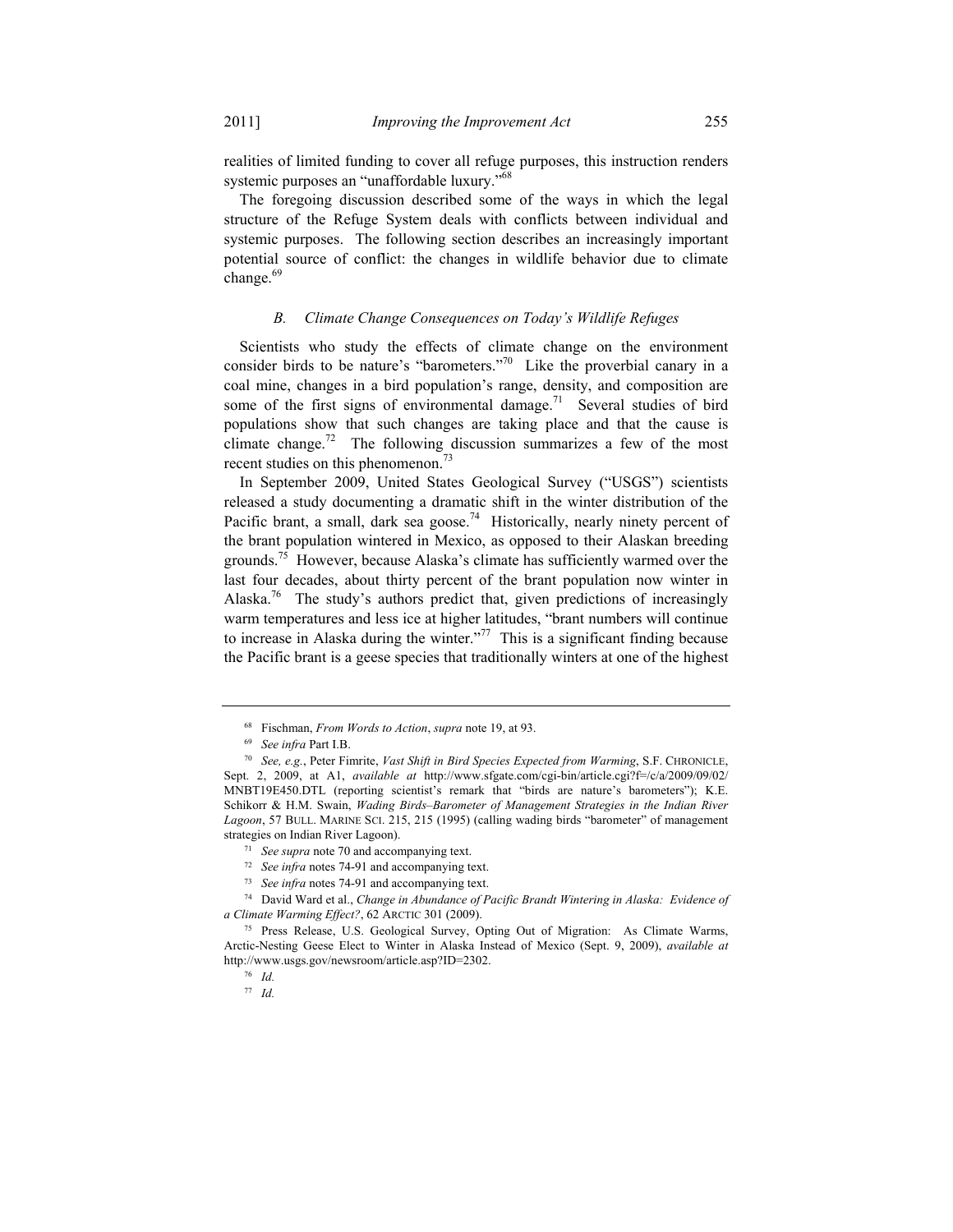realities of limited funding to cover all refuge purposes, this instruction renders systemic purposes an "unaffordable luxury."[68]

The foregoing discussion described some of the ways in which the legal structure of the Refuge System deals with conflicts between individual and systemic purposes. The following section describes an increasingly important potential source of conflict: the changes in wildlife behavior due to climate change.[69]

### *B. Climate Change Consequences on Today's Wildlife Refuges*

Scientists who study the effects of climate change on the environment consider birds to be nature's "barometers."[70] Like the proverbial canary in a coal mine, changes in a bird population's range, density, and composition are some of the first signs of environmental damage.[71] Several studies of bird populations show that such changes are taking place and that the cause is climate change.[72] The following discussion summarizes a few of the most recent studies on this phenomenon.[73]

In September 2009, United States Geological Survey ("USGS") scientists released a study documenting a dramatic shift in the winter distribution of the Pacific brant, a small, dark sea goose.[74] Historically, nearly ninety percent of the brant population wintered in Mexico, as opposed to their Alaskan breeding grounds.[75] However, because Alaska's climate has sufficiently warmed over the last four decades, about thirty percent of the brant population now winter in Alaska.[76] The study's authors predict that, given predictions of increasingly warm temperatures and less ice at higher latitudes, "brant numbers will continue to increase in Alaska during the winter."[77] This is a significant finding because the Pacific brant is a geese species that traditionally winters at one of the highest

---

[68] Fischman, *From Words to Action*, *supra* note 19, at 93.

[69] *See infra* Part I.B.

[70] *See, e.g.*, Peter Fimrite, *Vast Shift in Bird Species Expected from Warming*, S.F. CHRONICLE, Sept. 2, 2009, at A1, *available at* http://www.sfgate.com/cgi-bin/article.cgi?f=/c/a/2009/09/02/MNBT19E450.DTL (reporting scientist's remark that "birds are nature's barometers"); K.E. Schikorr & H.M. Swain, *Wading Birds–Barometer of Management Strategies in the Indian River Lagoon*, 57 BULL. MARINE SCI. 215, 215 (1995) (calling wading birds "barometer" of management strategies on Indian River Lagoon).

[71] *See supra* note 70 and accompanying text.

[72] *See infra* notes 74-91 and accompanying text.

[73] *See infra* notes 74-91 and accompanying text.

[74] David Ward et al., *Change in Abundance of Pacific Brandt Wintering in Alaska: Evidence of a Climate Warming Effect?*, 62 ARCTIC 301 (2009).

[75] Press Release, U.S. Geological Survey, Opting Out of Migration: As Climate Warms, Arctic-Nesting Geese Elect to Winter in Alaska Instead of Mexico (Sept. 9, 2009), *available at* http://www.usgs.gov/newsroom/article.asp?ID=2302.

[76] *Id.*

[77] *Id.*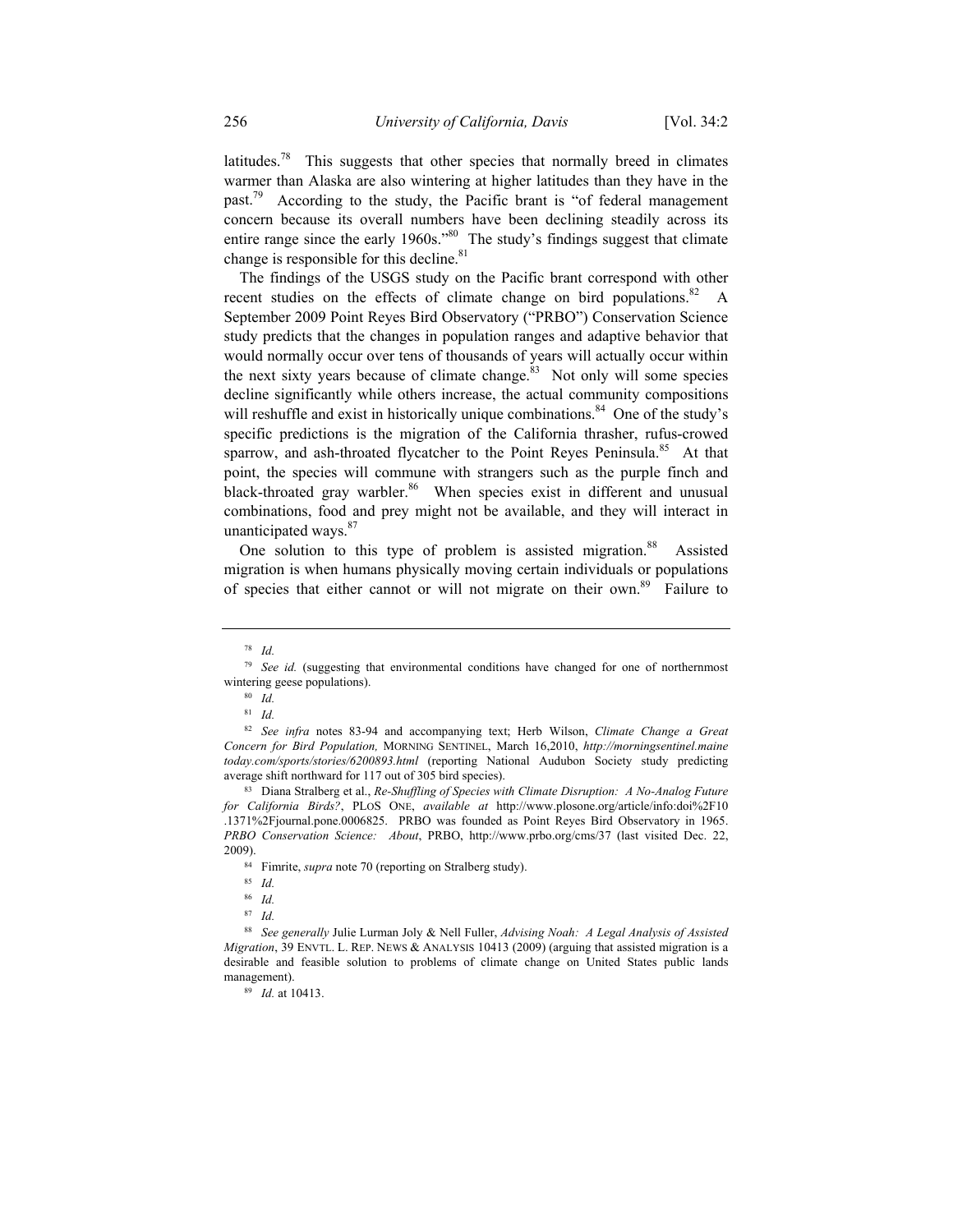latitudes.[78] This suggests that other species that normally breed in climates warmer than Alaska are also wintering at higher latitudes than they have in the past.[79] According to the study, the Pacific brant is "of federal management concern because its overall numbers have been declining steadily across its entire range since the early 1960s."[80] The study's findings suggest that climate change is responsible for this decline.[81]

The findings of the USGS study on the Pacific brant correspond with other recent studies on the effects of climate change on bird populations.[82] A September 2009 Point Reyes Bird Observatory ("PRBO") Conservation Science study predicts that the changes in population ranges and adaptive behavior that would normally occur over tens of thousands of years will actually occur within the next sixty years because of climate change.[83] Not only will some species decline significantly while others increase, the actual community compositions will reshuffle and exist in historically unique combinations.[84] One of the study's specific predictions is the migration of the California thrasher, rufus-crowed sparrow, and ash-throated flycatcher to the Point Reyes Peninsula.[85] At that point, the species will commune with strangers such as the purple finch and black-throated gray warbler.[86] When species exist in different and unusual combinations, food and prey might not be available, and they will interact in unanticipated ways.[87]

One solution to this type of problem is assisted migration.[88] Assisted migration is when humans physically moving certain individuals or populations of species that either cannot or will not migrate on their own.[89] Failure to

---

[78] *Id.*

[79] *See id.* (suggesting that environmental conditions have changed for one of northernmost wintering geese populations).

[80] *Id.*

[81] *Id.*

[82] *See infra* notes 83-94 and accompanying text; Herb Wilson, *Climate Change a Great Concern for Bird Population,* MORNING SENTINEL, March 16,2010, *http://morningsentinel.maine today.com/sports/stories/6200893.html* (reporting National Audubon Society study predicting average shift northward for 117 out of 305 bird species).

[83] Diana Stralberg et al., *Re-Shuffling of Species with Climate Disruption: A No-Analog Future for California Birds?*, PLOS ONE, *available at* http://www.plosone.org/article/info:doi%2F10 .1371%2Fjournal.pone.0006825. PRBO was founded as Point Reyes Bird Observatory in 1965. *PRBO Conservation Science: About*, PRBO, http://www.prbo.org/cms/37 (last visited Dec. 22, 2009).

[84] Fimrite, *supra* note 70 (reporting on Stralberg study).

[85] *Id.*

[86] *Id.*

[87] *Id.*

[88] *See generally* Julie Lurman Joly & Nell Fuller, *Advising Noah: A Legal Analysis of Assisted Migration*, 39 ENVTL. L. REP. NEWS & ANALYSIS 10413 (2009) (arguing that assisted migration is a desirable and feasible solution to problems of climate change on United States public lands management).

[89] *Id.* at 10413.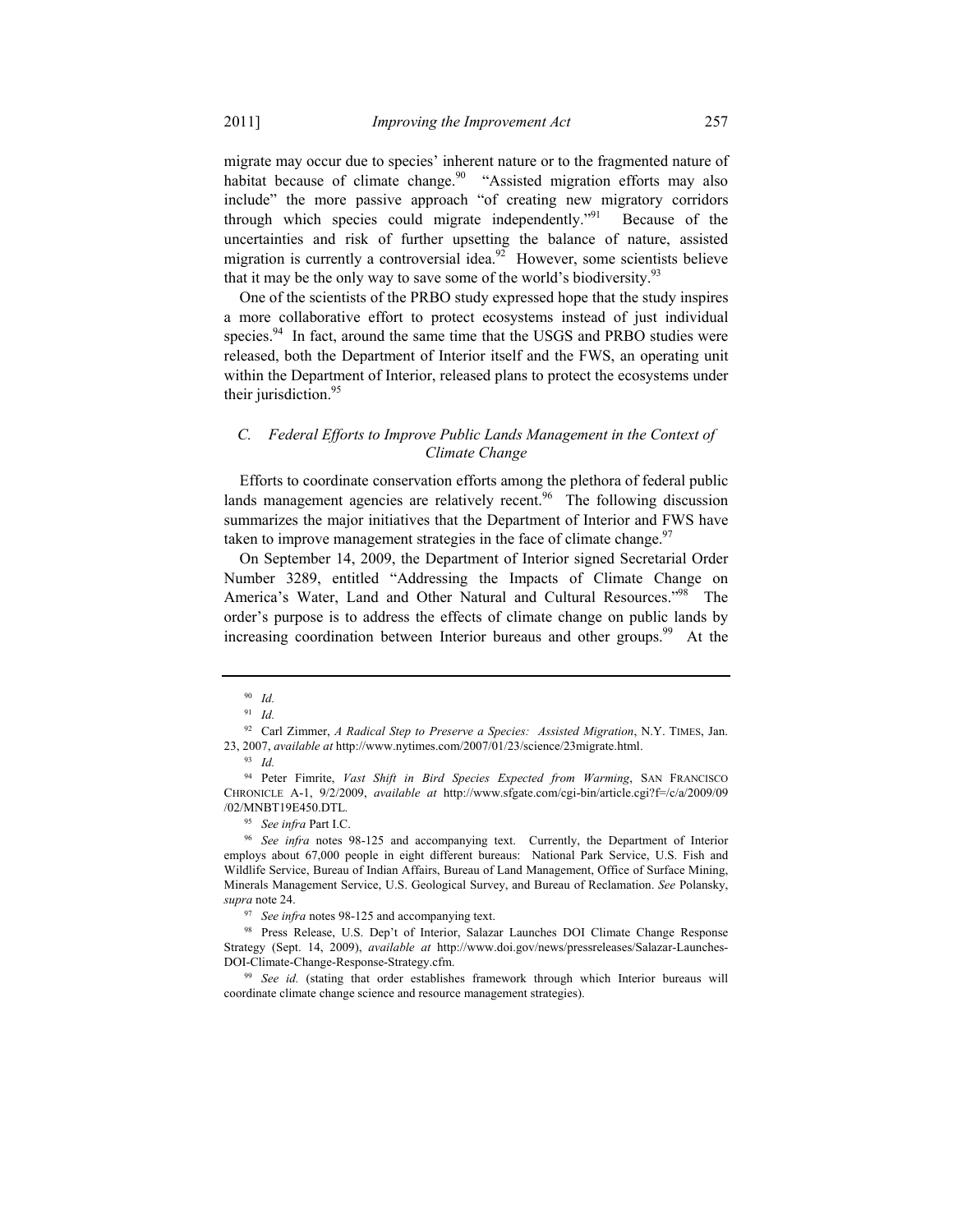migrate may occur due to species' inherent nature or to the fragmented nature of habitat because of climate change.[90] "Assisted migration efforts may also include" the more passive approach "of creating new migratory corridors through which species could migrate independently."[91] Because of the uncertainties and risk of further upsetting the balance of nature, assisted migration is currently a controversial idea.[92] However, some scientists believe that it may be the only way to save some of the world's biodiversity.[93]

One of the scientists of the PRBO study expressed hope that the study inspires a more collaborative effort to protect ecosystems instead of just individual species.[94] In fact, around the same time that the USGS and PRBO studies were released, both the Department of Interior itself and the FWS, an operating unit within the Department of Interior, released plans to protect the ecosystems under their jurisdiction.[95]

### *C. Federal Efforts to Improve Public Lands Management in the Context of Climate Change*

Efforts to coordinate conservation efforts among the plethora of federal public lands management agencies are relatively recent.[96] The following discussion summarizes the major initiatives that the Department of Interior and FWS have taken to improve management strategies in the face of climate change.[97]

On September 14, 2009, the Department of Interior signed Secretarial Order Number 3289, entitled "Addressing the Impacts of Climate Change on America's Water, Land and Other Natural and Cultural Resources."[98] The order's purpose is to address the effects of climate change on public lands by increasing coordination between Interior bureaus and other groups.[99] At the

---

[90] *Id.*

[91] *Id.*

[92] Carl Zimmer, *A Radical Step to Preserve a Species: Assisted Migration*, N.Y. TIMES, Jan. 23, 2007, *available at* http://www.nytimes.com/2007/01/23/science/23migrate.html.

[93] *Id.*

[94] Peter Fimrite, *Vast Shift in Bird Species Expected from Warming*, SAN FRANCISCO CHRONICLE A-1, 9/2/2009, *available at* http://www.sfgate.com/cgi-bin/article.cgi?f=/c/a/2009/09/02/MNBT19E450.DTL.

[95] *See infra* Part I.C.

[96] *See infra* notes 98-125 and accompanying text. Currently, the Department of Interior employs about 67,000 people in eight different bureaus: National Park Service, U.S. Fish and Wildlife Service, Bureau of Indian Affairs, Bureau of Land Management, Office of Surface Mining, Minerals Management Service, U.S. Geological Survey, and Bureau of Reclamation. *See* Polansky, *supra* note 24.

[97] *See infra* notes 98-125 and accompanying text.

[98] Press Release, U.S. Dep't of Interior, Salazar Launches DOI Climate Change Response Strategy (Sept. 14, 2009), *available at* http://www.doi.gov/news/pressreleases/Salazar-Launches-DOI-Climate-Change-Response-Strategy.cfm.

[99] *See id.* (stating that order establishes framework through which Interior bureaus will coordinate climate change science and resource management strategies).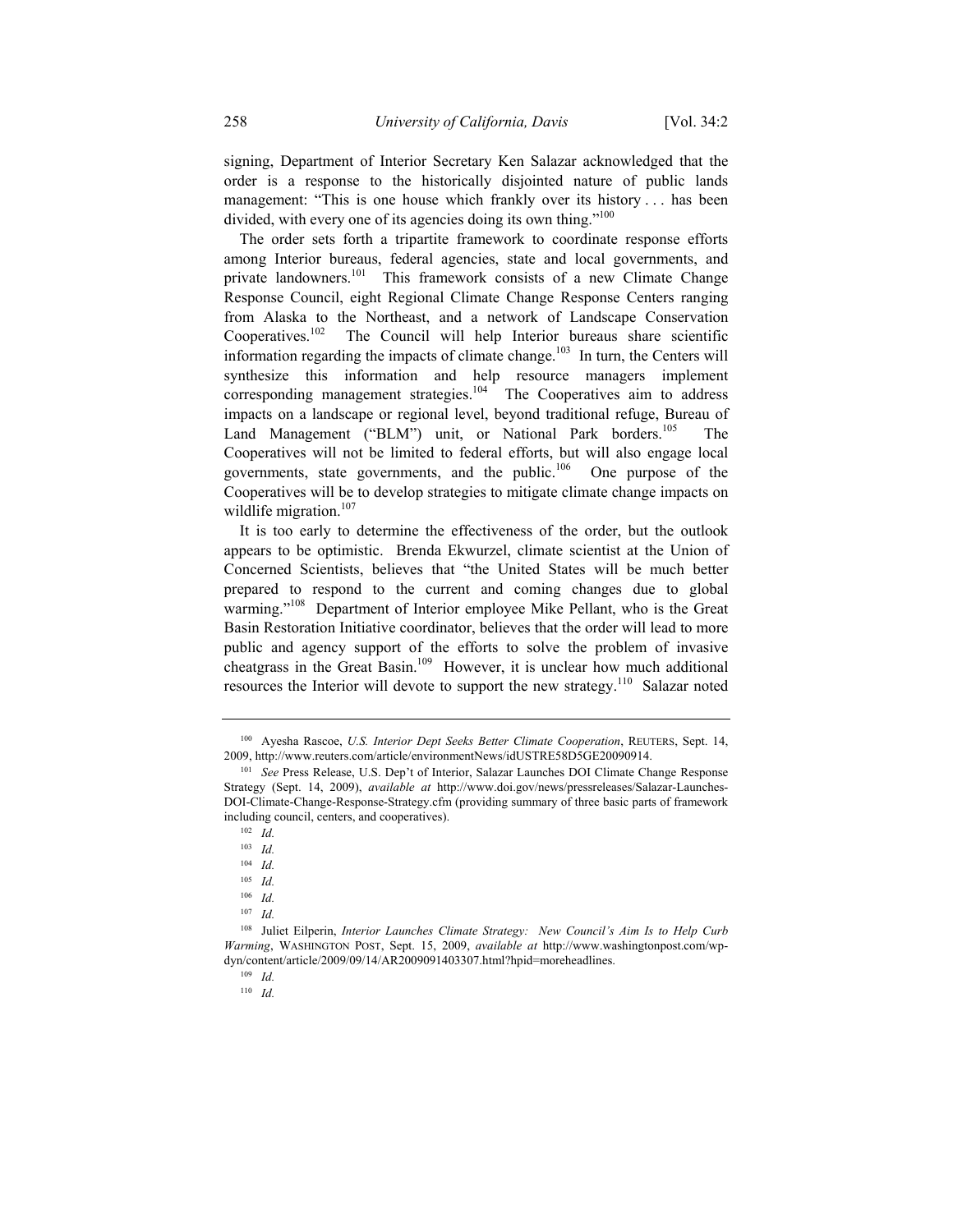signing, Department of Interior Secretary Ken Salazar acknowledged that the order is a response to the historically disjointed nature of public lands management: "This is one house which frankly over its history . . . has been divided, with every one of its agencies doing its own thing."[100]

The order sets forth a tripartite framework to coordinate response efforts among Interior bureaus, federal agencies, state and local governments, and private landowners.[101] This framework consists of a new Climate Change Response Council, eight Regional Climate Change Response Centers ranging from Alaska to the Northeast, and a network of Landscape Conservation Cooperatives.[102] The Council will help Interior bureaus share scientific information regarding the impacts of climate change.[103] In turn, the Centers will synthesize this information and help resource managers implement corresponding management strategies.[104] The Cooperatives aim to address impacts on a landscape or regional level, beyond traditional refuge, Bureau of Land Management ("BLM") unit, or National Park borders.[105] The Cooperatives will not be limited to federal efforts, but will also engage local governments, state governments, and the public.[106] One purpose of the Cooperatives will be to develop strategies to mitigate climate change impacts on wildlife migration.[107]

It is too early to determine the effectiveness of the order, but the outlook appears to be optimistic. Brenda Ekwurzel, climate scientist at the Union of Concerned Scientists, believes that "the United States will be much better prepared to respond to the current and coming changes due to global warming."[108] Department of Interior employee Mike Pellant, who is the Great Basin Restoration Initiative coordinator, believes that the order will lead to more public and agency support of the efforts to solve the problem of invasive cheatgrass in the Great Basin.[109] However, it is unclear how much additional resources the Interior will devote to support the new strategy.[110] Salazar noted

---

[100] Ayesha Rascoe, *U.S. Interior Dept Seeks Better Climate Cooperation*, REUTERS, Sept. 14, 2009, http://www.reuters.com/article/environmentNews/idUSTRE58D5GE20090914.

[101] *See* Press Release, U.S. Dep't of Interior, Salazar Launches DOI Climate Change Response Strategy (Sept. 14, 2009), *available at* http://www.doi.gov/news/pressreleases/Salazar-Launches-DOI-Climate-Change-Response-Strategy.cfm (providing summary of three basic parts of framework including council, centers, and cooperatives).

[102] *Id.*

[103] *Id.*

[104] *Id.*

[105] *Id.*

[106] *Id.*

[107] *Id.*

[108] Juliet Eilperin, *Interior Launches Climate Strategy: New Council's Aim Is to Help Curb Warming*, WASHINGTON POST, Sept. 15, 2009, *available at* http://www.washingtonpost.com/wp-dyn/content/article/2009/09/14/AR2009091403307.html?hpid=moreheadlines.

[109] *Id.*

[110] *Id.*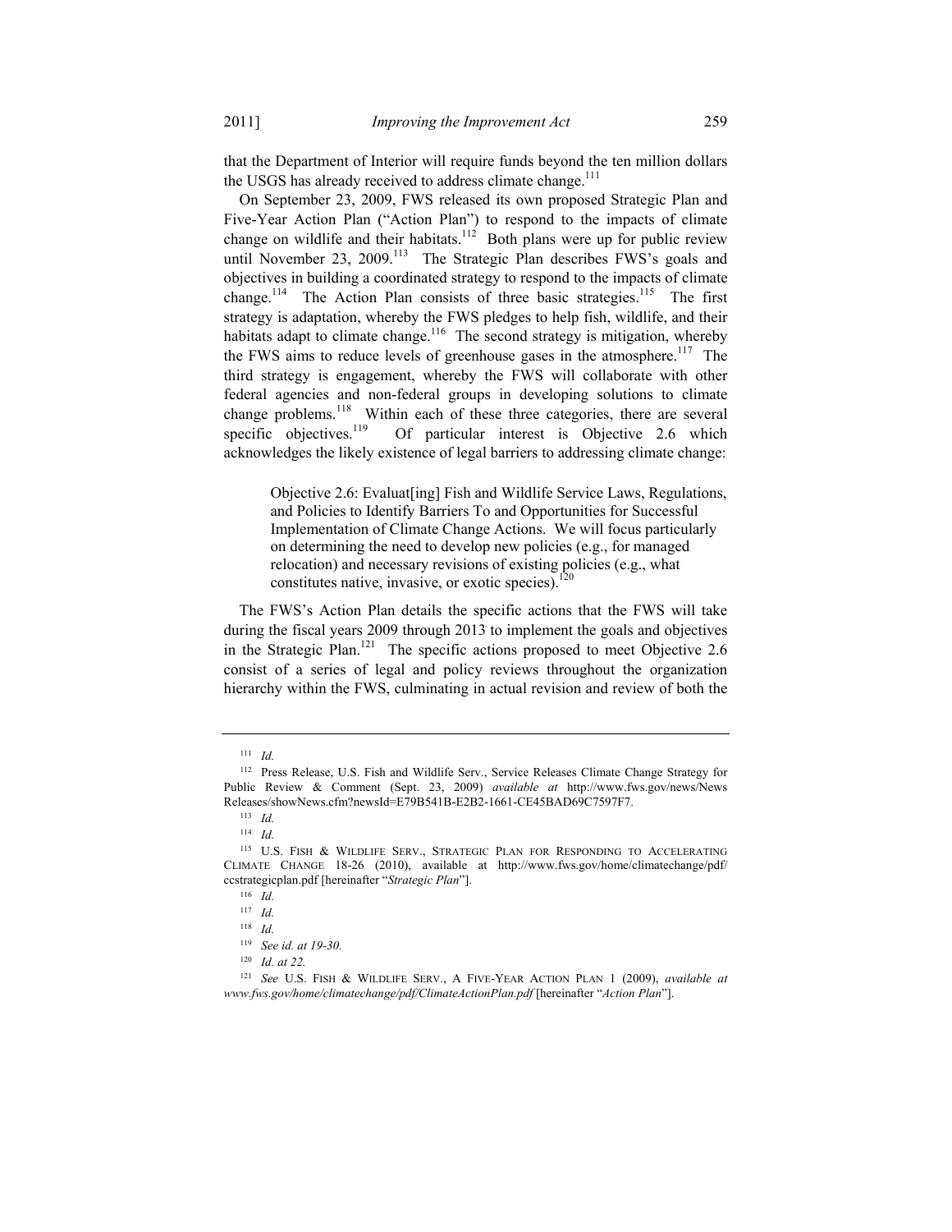that the Department of Interior will require funds beyond the ten million dollars the USGS has already received to address climate change.[111]

On September 23, 2009, FWS released its own proposed Strategic Plan and Five-Year Action Plan ("Action Plan") to respond to the impacts of climate change on wildlife and their habitats.[112] Both plans were up for public review until November 23, 2009.[113] The Strategic Plan describes FWS's goals and objectives in building a coordinated strategy to respond to the impacts of climate change.[114] The Action Plan consists of three basic strategies.[115] The first strategy is adaptation, whereby the FWS pledges to help fish, wildlife, and their habitats adapt to climate change.[116] The second strategy is mitigation, whereby the FWS aims to reduce levels of greenhouse gases in the atmosphere.[117] The third strategy is engagement, whereby the FWS will collaborate with other federal agencies and non-federal groups in developing solutions to climate change problems.[118] Within each of these three categories, there are several specific objectives.[119] Of particular interest is Objective 2.6 which acknowledges the likely existence of legal barriers to addressing climate change:

> Objective 2.6: Evaluat[ing] Fish and Wildlife Service Laws, Regulations, and Policies to Identify Barriers To and Opportunities for Successful Implementation of Climate Change Actions. We will focus particularly on determining the need to develop new policies (e.g., for managed relocation) and necessary revisions of existing policies (e.g., what constitutes native, invasive, or exotic species).[120]

The FWS's Action Plan details the specific actions that the FWS will take during the fiscal years 2009 through 2013 to implement the goals and objectives in the Strategic Plan.[121] The specific actions proposed to meet Objective 2.6 consist of a series of legal and policy reviews throughout the organization hierarchy within the FWS, culminating in actual revision and review of both the

---

[111] *Id.*

[112] Press Release, U.S. Fish and Wildlife Serv., Service Releases Climate Change Strategy for Public Review & Comment (Sept. 23, 2009) *available at* http://www.fws.gov/news/NewsReleases/showNews.cfm?newsId=E79B541B-E2B2-1661-CE45BAD69C7597F7.

[113] *Id.*

[114] *Id.*

[115] U.S. FISH & WILDLIFE SERV., STRATEGIC PLAN FOR RESPONDING TO ACCELERATING CLIMATE CHANGE 18-26 (2010), available at http://www.fws.gov/home/climatechange/pdf/ccstrategicplan.pdf [hereinafter "*Strategic Plan*"].

[116] *Id.*

[117] *Id.*

[118] *Id.*

[119] *See id. at 19-30.*

[120] *Id. at 22.*

[121] *See* U.S. FISH & WILDLIFE SERV., A FIVE-YEAR ACTION PLAN 1 (2009), *available at www.fws.gov/home/climatechange/pdf/ClimateActionPlan.pdf* [hereinafter "*Action Plan*"].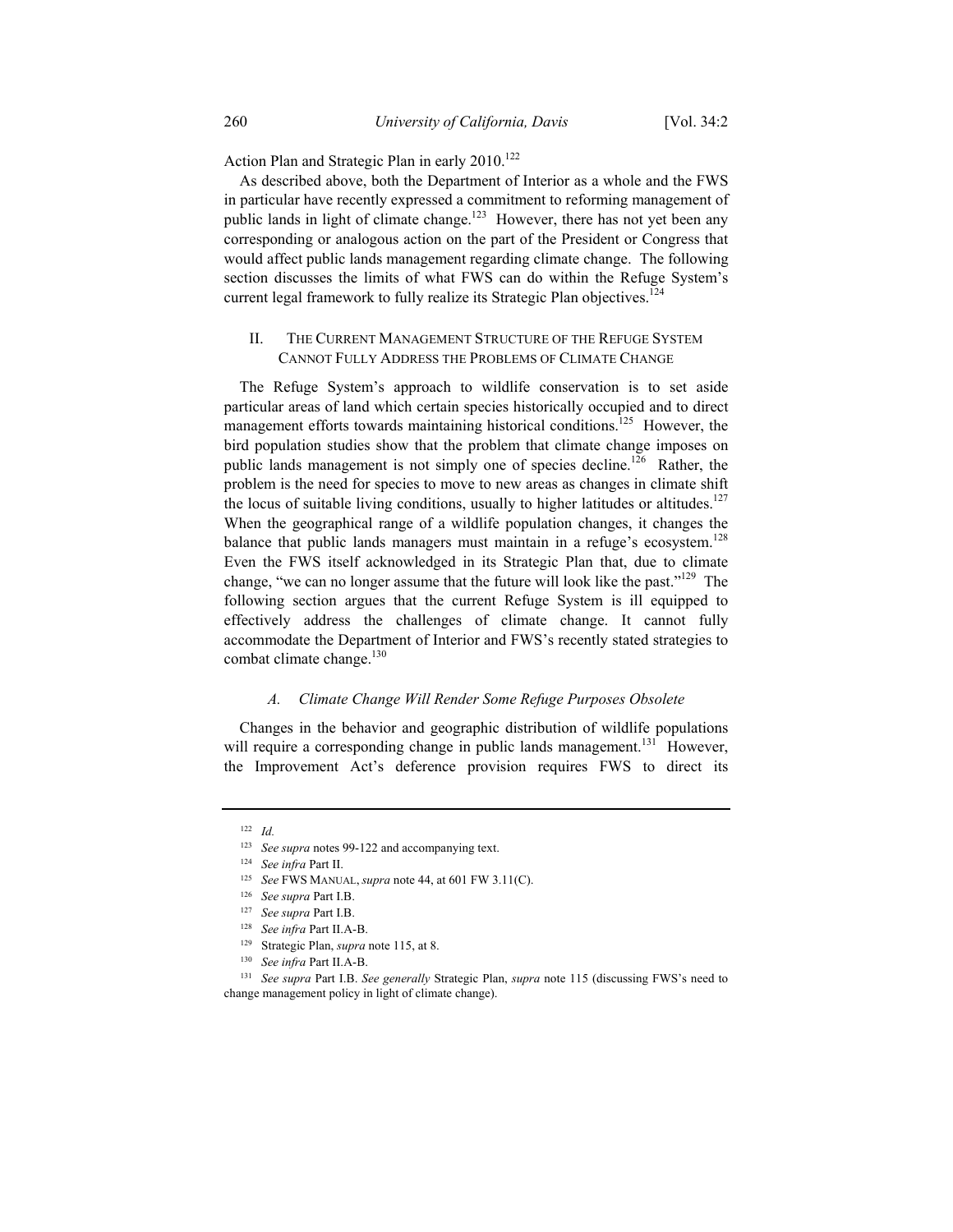Action Plan and Strategic Plan in early 2010.[122]

As described above, both the Department of Interior as a whole and the FWS in particular have recently expressed a commitment to reforming management of public lands in light of climate change.[123] However, there has not yet been any corresponding or analogous action on the part of the President or Congress that would affect public lands management regarding climate change. The following section discusses the limits of what FWS can do within the Refuge System's current legal framework to fully realize its Strategic Plan objectives.[124]

## II. The Current Management Structure of the Refuge System Cannot Fully Address the Problems of Climate Change

The Refuge System's approach to wildlife conservation is to set aside particular areas of land which certain species historically occupied and to direct management efforts towards maintaining historical conditions.[125] However, the bird population studies show that the problem that climate change imposes on public lands management is not simply one of species decline.[126] Rather, the problem is the need for species to move to new areas as changes in climate shift the locus of suitable living conditions, usually to higher latitudes or altitudes.[127] When the geographical range of a wildlife population changes, it changes the balance that public lands managers must maintain in a refuge's ecosystem.[128] Even the FWS itself acknowledged in its Strategic Plan that, due to climate change, "we can no longer assume that the future will look like the past."[129] The following section argues that the current Refuge System is ill equipped to effectively address the challenges of climate change. It cannot fully accommodate the Department of Interior and FWS's recently stated strategies to combat climate change.[130]

### *A. Climate Change Will Render Some Refuge Purposes Obsolete*

Changes in the behavior and geographic distribution of wildlife populations will require a corresponding change in public lands management.[131] However, the Improvement Act's deference provision requires FWS to direct its

---

[122] *Id.*

[123] *See supra* notes 99-122 and accompanying text.

[124] *See infra* Part II.

[125] *See* FWS MANUAL, *supra* note 44, at 601 FW 3.11(C).

[126] *See supra* Part I.B.

[127] *See supra* Part I.B.

[128] *See infra* Part II.A-B.

[129] Strategic Plan, *supra* note 115, at 8.

[130] *See infra* Part II.A-B.

[131] *See supra* Part I.B. *See generally* Strategic Plan, *supra* note 115 (discussing FWS's need to change management policy in light of climate change).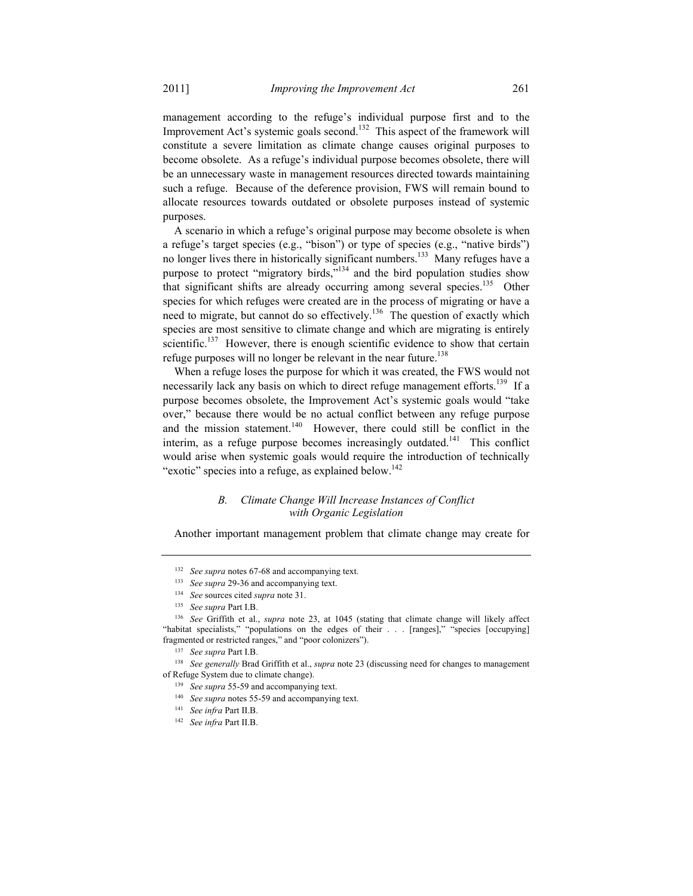management according to the refuge's individual purpose first and to the Improvement Act's systemic goals second.[132] This aspect of the framework will constitute a severe limitation as climate change causes original purposes to become obsolete. As a refuge's individual purpose becomes obsolete, there will be an unnecessary waste in management resources directed towards maintaining such a refuge. Because of the deference provision, FWS will remain bound to allocate resources towards outdated or obsolete purposes instead of systemic purposes.

A scenario in which a refuge's original purpose may become obsolete is when a refuge's target species (e.g., "bison") or type of species (e.g., "native birds") no longer lives there in historically significant numbers.[133] Many refuges have a purpose to protect "migratory birds,"[134] and the bird population studies show that significant shifts are already occurring among several species.[135] Other species for which refuges were created are in the process of migrating or have a need to migrate, but cannot do so effectively.[136] The question of exactly which species are most sensitive to climate change and which are migrating is entirely scientific.[137] However, there is enough scientific evidence to show that certain refuge purposes will no longer be relevant in the near future.[138]

When a refuge loses the purpose for which it was created, the FWS would not necessarily lack any basis on which to direct refuge management efforts.[139] If a purpose becomes obsolete, the Improvement Act's systemic goals would "take over," because there would be no actual conflict between any refuge purpose and the mission statement.[140] However, there could still be conflict in the interim, as a refuge purpose becomes increasingly outdated.[141] This conflict would arise when systemic goals would require the introduction of technically "exotic" species into a refuge, as explained below.[142]

### *B. Climate Change Will Increase Instances of Conflict with Organic Legislation*

Another important management problem that climate change may create for

---

[132] *See supra* notes 67-68 and accompanying text.

[133] *See supra* 29-36 and accompanying text.

[134] *See* sources cited *supra* note 31.

[135] *See supra* Part I.B.

[136] *See* Griffith et al., *supra* note 23, at 1045 (stating that climate change will likely affect "habitat specialists," "populations on the edges of their . . . [ranges]," "species [occupying] fragmented or restricted ranges," and "poor colonizers").

[137] *See supra* Part I.B.

[138] *See generally* Brad Griffith et al., *supra* note 23 (discussing need for changes to management of Refuge System due to climate change).

[139] *See supra* 55-59 and accompanying text.

[140] *See supra* notes 55-59 and accompanying text.

[141] *See infra* Part II.B.

[142] *See infra* Part II.B.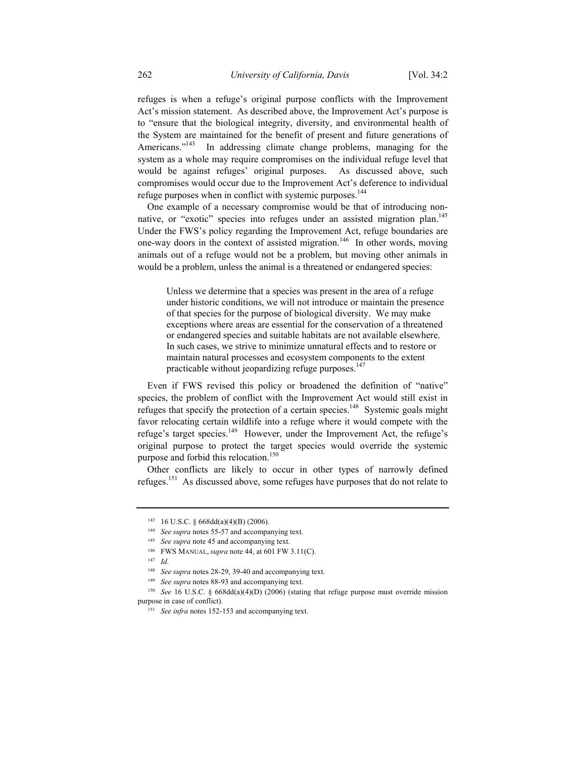refuges is when a refuge's original purpose conflicts with the Improvement Act's mission statement. As described above, the Improvement Act's purpose is to "ensure that the biological integrity, diversity, and environmental health of the System are maintained for the benefit of present and future generations of Americans."[143] In addressing climate change problems, managing for the system as a whole may require compromises on the individual refuge level that would be against refuges' original purposes. As discussed above, such compromises would occur due to the Improvement Act's deference to individual refuge purposes when in conflict with systemic purposes.[144]

One example of a necessary compromise would be that of introducing non-native, or "exotic" species into refuges under an assisted migration plan.[145] Under the FWS's policy regarding the Improvement Act, refuge boundaries are one-way doors in the context of assisted migration.[146] In other words, moving animals out of a refuge would not be a problem, but moving other animals in would be a problem, unless the animal is a threatened or endangered species:

> Unless we determine that a species was present in the area of a refuge under historic conditions, we will not introduce or maintain the presence of that species for the purpose of biological diversity. We may make exceptions where areas are essential for the conservation of a threatened or endangered species and suitable habitats are not available elsewhere. In such cases, we strive to minimize unnatural effects and to restore or maintain natural processes and ecosystem components to the extent practicable without jeopardizing refuge purposes.[147]

Even if FWS revised this policy or broadened the definition of "native" species, the problem of conflict with the Improvement Act would still exist in refuges that specify the protection of a certain species.[148] Systemic goals might favor relocating certain wildlife into a refuge where it would compete with the refuge's target species.[149] However, under the Improvement Act, the refuge's original purpose to protect the target species would override the systemic purpose and forbid this relocation.[150]

Other conflicts are likely to occur in other types of narrowly defined refuges.[151] As discussed above, some refuges have purposes that do not relate to

---

[143] 16 U.S.C. § 668dd(a)(4)(B) (2006).

[144] *See supra* notes 55-57 and accompanying text.

[145] *See supra* note 45 and accompanying text.

[146] FWS MANUAL, *supra* note 44, at 601 FW 3.11(C).

[147] *Id.*

[148] *See supra* notes 28-29, 39-40 and accompanying text.

[149] *See supra* notes 88-93 and accompanying text.

[150] *See* 16 U.S.C. § 668dd(a)(4)(D) (2006) (stating that refuge purpose must override mission purpose in case of conflict).

[151] *See infra* notes 152-153 and accompanying text.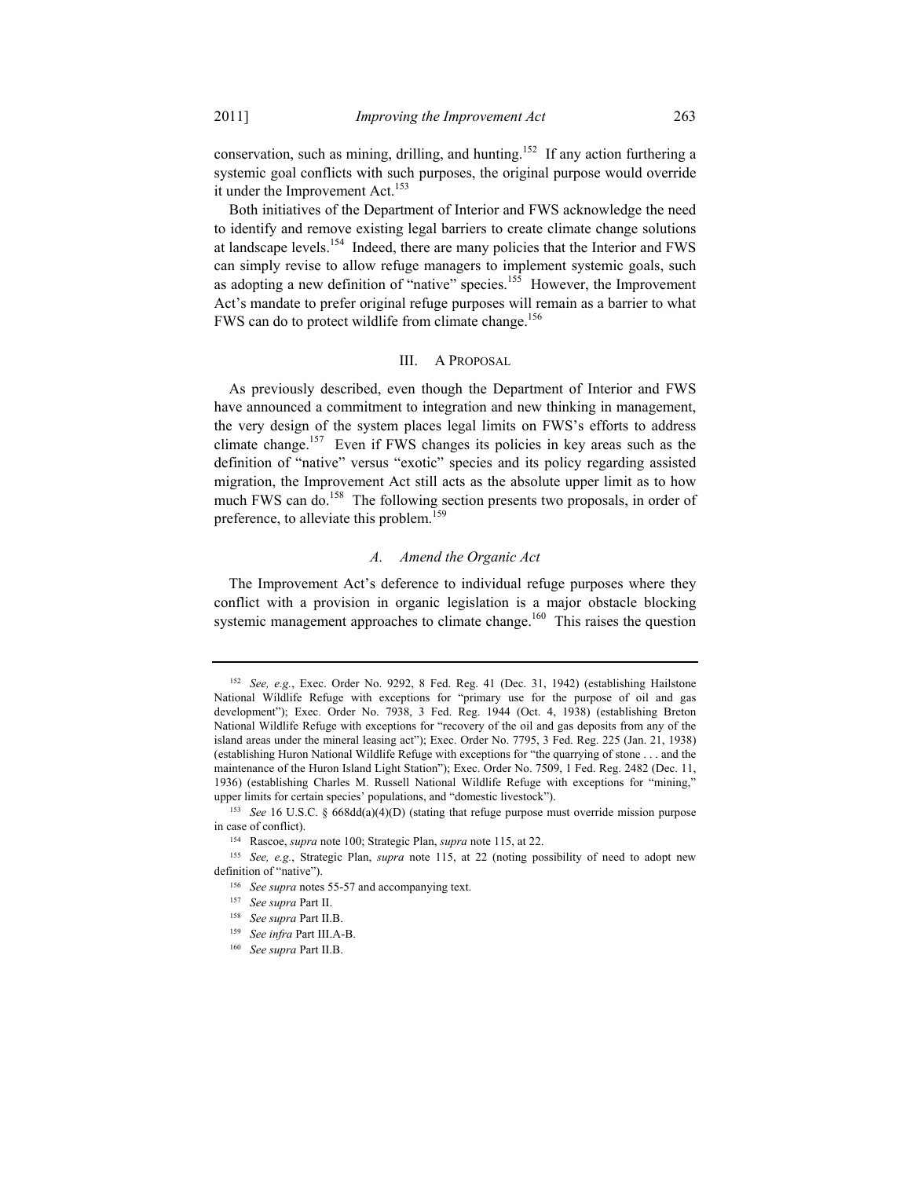conservation, such as mining, drilling, and hunting.[152] If any action furthering a systemic goal conflicts with such purposes, the original purpose would override it under the Improvement Act.[153]

Both initiatives of the Department of Interior and FWS acknowledge the need to identify and remove existing legal barriers to create climate change solutions at landscape levels.[154] Indeed, there are many policies that the Interior and FWS can simply revise to allow refuge managers to implement systemic goals, such as adopting a new definition of "native" species.[155] However, the Improvement Act's mandate to prefer original refuge purposes will remain as a barrier to what FWS can do to protect wildlife from climate change.[156]

## III. A PROPOSAL

As previously described, even though the Department of Interior and FWS have announced a commitment to integration and new thinking in management, the very design of the system places legal limits on FWS's efforts to address climate change.[157] Even if FWS changes its policies in key areas such as the definition of "native" versus "exotic" species and its policy regarding assisted migration, the Improvement Act still acts as the absolute upper limit as to how much FWS can do.[158] The following section presents two proposals, in order of preference, to alleviate this problem.[159]

### *A. Amend the Organic Act*

The Improvement Act's deference to individual refuge purposes where they conflict with a provision in organic legislation is a major obstacle blocking systemic management approaches to climate change.[160] This raises the question

---

[152] *See, e.g.*, Exec. Order No. 9292, 8 Fed. Reg. 41 (Dec. 31, 1942) (establishing Hailstone National Wildlife Refuge with exceptions for "primary use for the purpose of oil and gas development"); Exec. Order No. 7938, 3 Fed. Reg. 1944 (Oct. 4, 1938) (establishing Breton National Wildlife Refuge with exceptions for "recovery of the oil and gas deposits from any of the island areas under the mineral leasing act"); Exec. Order No. 7795, 3 Fed. Reg. 225 (Jan. 21, 1938) (establishing Huron National Wildlife Refuge with exceptions for "the quarrying of stone . . . and the maintenance of the Huron Island Light Station"); Exec. Order No. 7509, 1 Fed. Reg. 2482 (Dec. 11, 1936) (establishing Charles M. Russell National Wildlife Refuge with exceptions for "mining," upper limits for certain species' populations, and "domestic livestock").

[153] *See* 16 U.S.C. § 668dd(a)(4)(D) (stating that refuge purpose must override mission purpose in case of conflict).

[154] Rascoe, *supra* note 100; Strategic Plan, *supra* note 115, at 22.

[155] *See, e.g.*, Strategic Plan, *supra* note 115, at 22 (noting possibility of need to adopt new definition of "native").

[156] *See supra* notes 55-57 and accompanying text.

[157] *See supra* Part II.

[158] *See supra* Part II.B.

[159] *See infra* Part III.A-B.

[160] *See supra* Part II.B.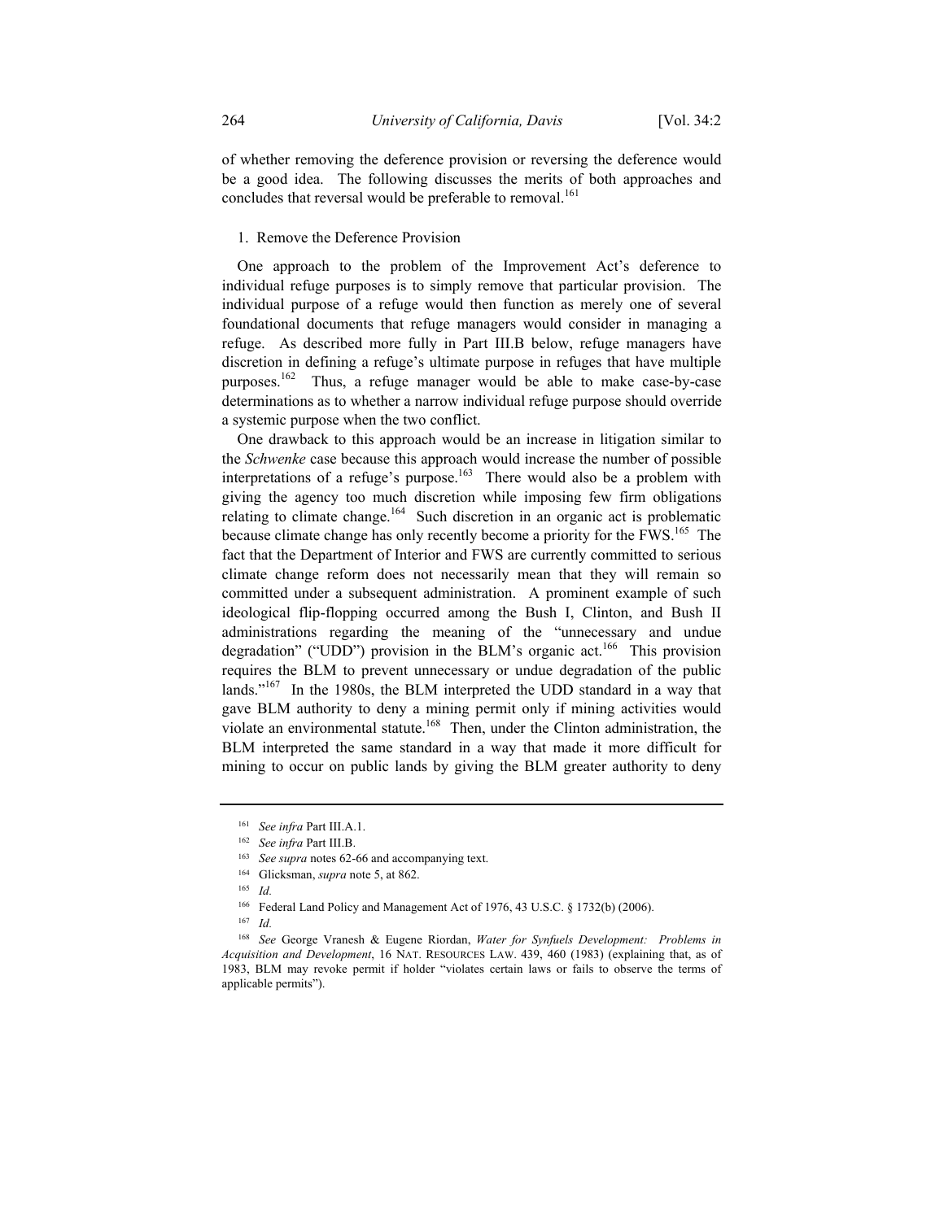of whether removing the deference provision or reversing the deference would be a good idea. The following discusses the merits of both approaches and concludes that reversal would be preferable to removal.[161]

1. Remove the Deference Provision

One approach to the problem of the Improvement Act's deference to individual refuge purposes is to simply remove that particular provision. The individual purpose of a refuge would then function as merely one of several foundational documents that refuge managers would consider in managing a refuge. As described more fully in Part III.B below, refuge managers have discretion in defining a refuge's ultimate purpose in refuges that have multiple purposes.[162] Thus, a refuge manager would be able to make case-by-case determinations as to whether a narrow individual refuge purpose should override a systemic purpose when the two conflict.

One drawback to this approach would be an increase in litigation similar to the *Schwenke* case because this approach would increase the number of possible interpretations of a refuge's purpose.[163] There would also be a problem with giving the agency too much discretion while imposing few firm obligations relating to climate change.[164] Such discretion in an organic act is problematic because climate change has only recently become a priority for the FWS.[165] The fact that the Department of Interior and FWS are currently committed to serious climate change reform does not necessarily mean that they will remain so committed under a subsequent administration. A prominent example of such ideological flip-flopping occurred among the Bush I, Clinton, and Bush II administrations regarding the meaning of the "unnecessary and undue degradation" ("UDD") provision in the BLM's organic act.[166] This provision requires the BLM to prevent unnecessary or undue degradation of the public lands."[167] In the 1980s, the BLM interpreted the UDD standard in a way that gave BLM authority to deny a mining permit only if mining activities would violate an environmental statute.[168] Then, under the Clinton administration, the BLM interpreted the same standard in a way that made it more difficult for mining to occur on public lands by giving the BLM greater authority to deny

---

[161] *See infra* Part III.A.1.

[162] *See infra* Part III.B.

[163] *See supra* notes 62-66 and accompanying text.

[164] Glicksman, *supra* note 5, at 862.

[165] *Id.*

[166] Federal Land Policy and Management Act of 1976, 43 U.S.C. § 1732(b) (2006).

[167] *Id.*

[168] *See* George Vranesh & Eugene Riordan, *Water for Synfuels Development: Problems in Acquisition and Development*, 16 NAT. RESOURCES LAW. 439, 460 (1983) (explaining that, as of 1983, BLM may revoke permit if holder "violates certain laws or fails to observe the terms of applicable permits").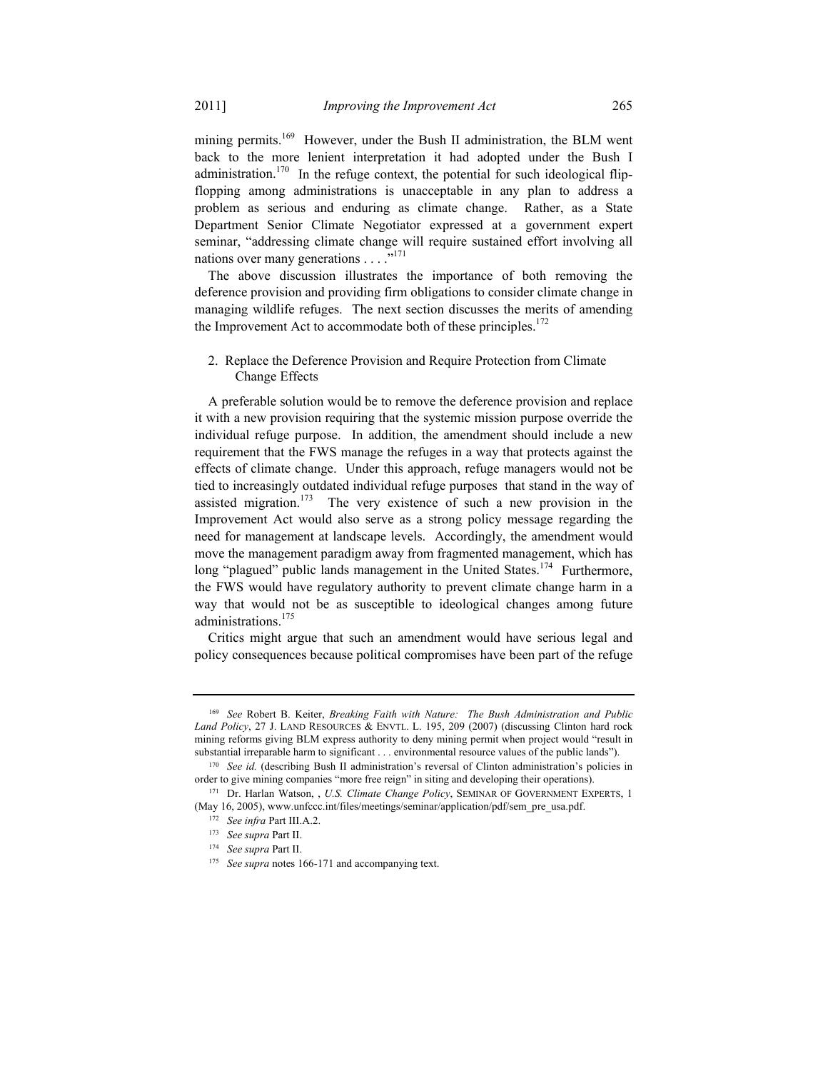mining permits.[169] However, under the Bush II administration, the BLM went back to the more lenient interpretation it had adopted under the Bush I administration.[170] In the refuge context, the potential for such ideological flip-flopping among administrations is unacceptable in any plan to address a problem as serious and enduring as climate change. Rather, as a State Department Senior Climate Negotiator expressed at a government expert seminar, "addressing climate change will require sustained effort involving all nations over many generations . . . ."[171]

The above discussion illustrates the importance of both removing the deference provision and providing firm obligations to consider climate change in managing wildlife refuges. The next section discusses the merits of amending the Improvement Act to accommodate both of these principles.[172]

### 2. Replace the Deference Provision and Require Protection from Climate Change Effects

A preferable solution would be to remove the deference provision and replace it with a new provision requiring that the systemic mission purpose override the individual refuge purpose. In addition, the amendment should include a new requirement that the FWS manage the refuges in a way that protects against the effects of climate change. Under this approach, refuge managers would not be tied to increasingly outdated individual refuge purposes that stand in the way of assisted migration.[173] The very existence of such a new provision in the Improvement Act would also serve as a strong policy message regarding the need for management at landscape levels. Accordingly, the amendment would move the management paradigm away from fragmented management, which has long "plagued" public lands management in the United States.[174] Furthermore, the FWS would have regulatory authority to prevent climate change harm in a way that would not be as susceptible to ideological changes among future administrations.[175]

Critics might argue that such an amendment would have serious legal and policy consequences because political compromises have been part of the refuge

---

[169] *See* Robert B. Keiter, *Breaking Faith with Nature: The Bush Administration and Public Land Policy*, 27 J. LAND RESOURCES & ENVTL. L. 195, 209 (2007) (discussing Clinton hard rock mining reforms giving BLM express authority to deny mining permit when project would "result in substantial irreparable harm to significant . . . environmental resource values of the public lands").

[170] *See id.* (describing Bush II administration's reversal of Clinton administration's policies in order to give mining companies "more free reign" in siting and developing their operations).

[171] Dr. Harlan Watson, , *U.S. Climate Change Policy*, SEMINAR OF GOVERNMENT EXPERTS, 1 (May 16, 2005), www.unfccc.int/files/meetings/seminar/application/pdf/sem_pre_usa.pdf.

[172] *See infra* Part III.A.2.

[173] *See supra* Part II.

[174] *See supra* Part II.

[175] *See supra* notes 166-171 and accompanying text.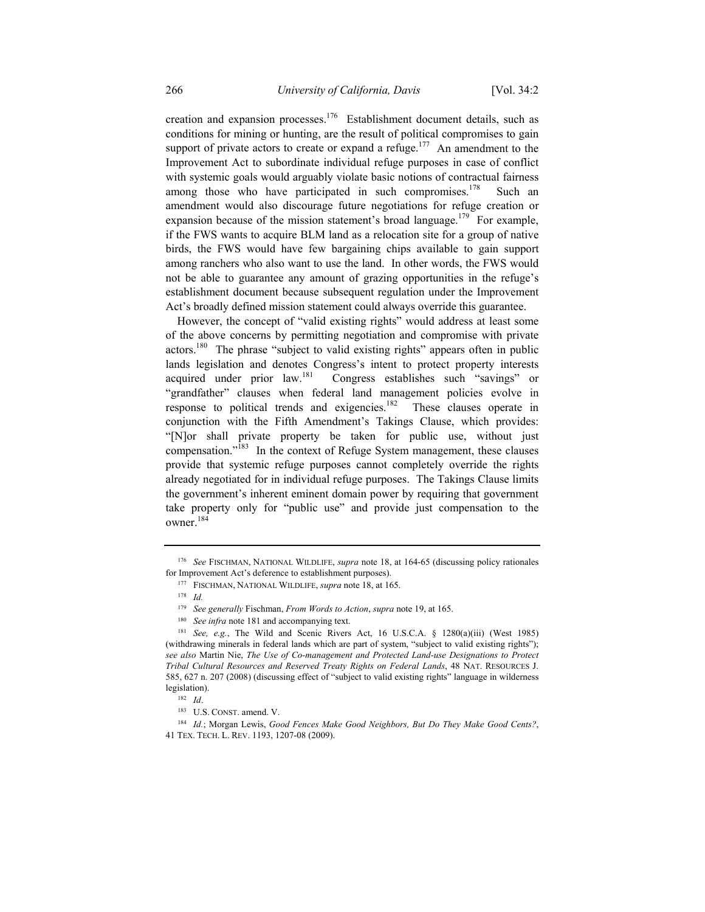creation and expansion processes.[176] Establishment document details, such as conditions for mining or hunting, are the result of political compromises to gain support of private actors to create or expand a refuge.[177] An amendment to the Improvement Act to subordinate individual refuge purposes in case of conflict with systemic goals would arguably violate basic notions of contractual fairness among those who have participated in such compromises.[178] Such an amendment would also discourage future negotiations for refuge creation or expansion because of the mission statement's broad language.[179] For example, if the FWS wants to acquire BLM land as a relocation site for a group of native birds, the FWS would have few bargaining chips available to gain support among ranchers who also want to use the land. In other words, the FWS would not be able to guarantee any amount of grazing opportunities in the refuge's establishment document because subsequent regulation under the Improvement Act's broadly defined mission statement could always override this guarantee.

However, the concept of "valid existing rights" would address at least some of the above concerns by permitting negotiation and compromise with private actors.[180] The phrase "subject to valid existing rights" appears often in public lands legislation and denotes Congress's intent to protect property interests acquired under prior law.[181] Congress establishes such "savings" or "grandfather" clauses when federal land management policies evolve in response to political trends and exigencies.[182] These clauses operate in conjunction with the Fifth Amendment's Takings Clause, which provides: "[N]or shall private property be taken for public use, without just compensation."[183] In the context of Refuge System management, these clauses provide that systemic refuge purposes cannot completely override the rights already negotiated for in individual refuge purposes. The Takings Clause limits the government's inherent eminent domain power by requiring that government take property only for "public use" and provide just compensation to the owner.[184]

---

[176] *See* FISCHMAN, NATIONAL WILDLIFE, *supra* note 18, at 164-65 (discussing policy rationales for Improvement Act's deference to establishment purposes).

[177] FISCHMAN, NATIONAL WILDLIFE, *supra* note 18, at 165.

[178] *Id.*

[179] *See generally* Fischman, *From Words to Action*, *supra* note 19, at 165.

[180] *See infra* note 181 and accompanying text.

[181] *See, e.g.*, The Wild and Scenic Rivers Act, 16 U.S.C.A. § 1280(a)(iii) (West 1985) (withdrawing minerals in federal lands which are part of system, "subject to valid existing rights"); *see also* Martin Nie, *The Use of Co-management and Protected Land-use Designations to Protect Tribal Cultural Resources and Reserved Treaty Rights on Federal Lands*, 48 NAT. RESOURCES J. 585, 627 n. 207 (2008) (discussing effect of "subject to valid existing rights" language in wilderness legislation).

[182] *Id*.

[183] U.S. CONST. amend. V.

[184] *Id.*; Morgan Lewis, *Good Fences Make Good Neighbors, But Do They Make Good Cents?*, 41 TEX. TECH. L. REV. 1193, 1207-08 (2009).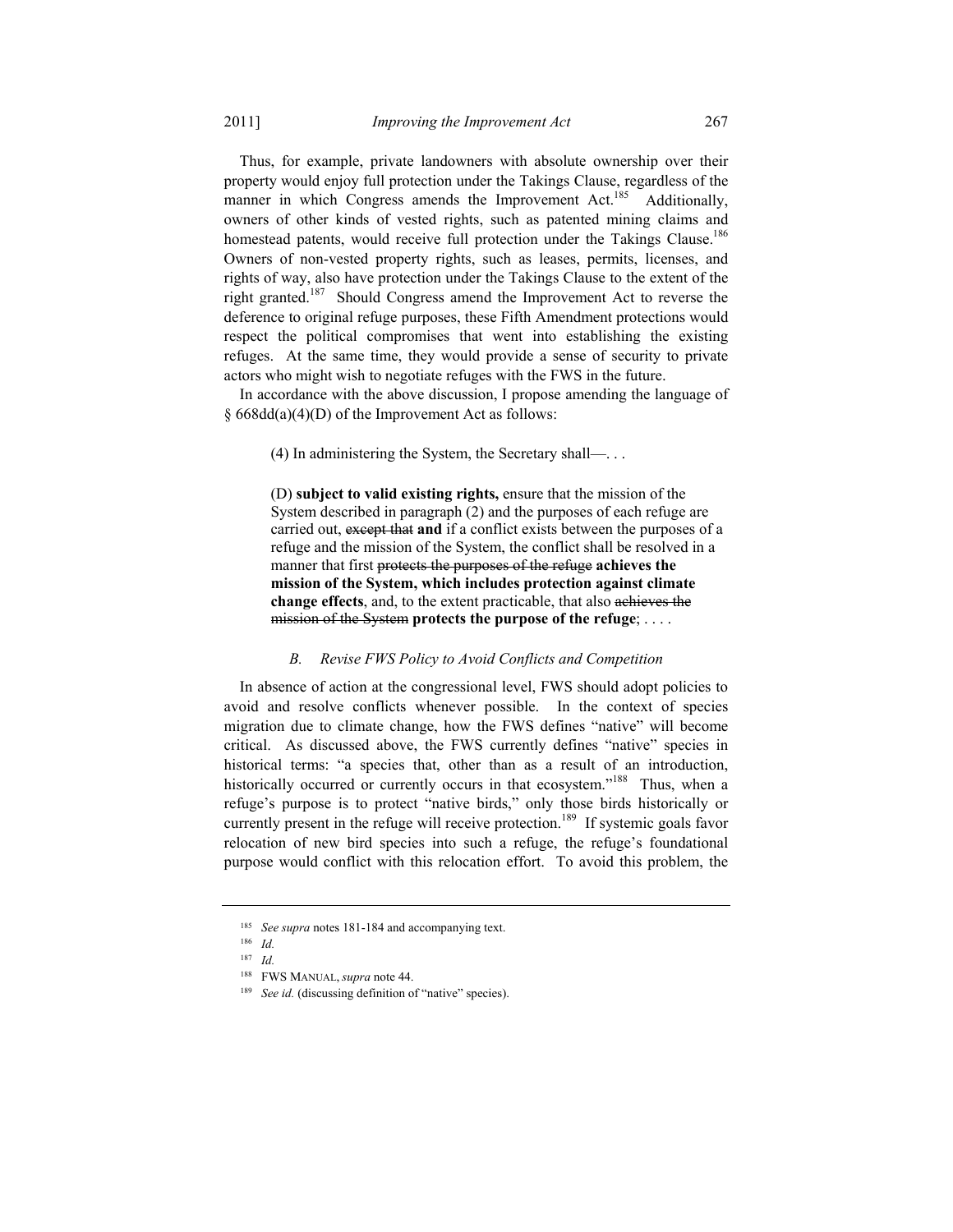Thus, for example, private landowners with absolute ownership over their property would enjoy full protection under the Takings Clause, regardless of the manner in which Congress amends the Improvement Act.[185] Additionally, owners of other kinds of vested rights, such as patented mining claims and homestead patents, would receive full protection under the Takings Clause.[186] Owners of non-vested property rights, such as leases, permits, licenses, and rights of way, also have protection under the Takings Clause to the extent of the right granted.[187] Should Congress amend the Improvement Act to reverse the deference to original refuge purposes, these Fifth Amendment protections would respect the political compromises that went into establishing the existing refuges. At the same time, they would provide a sense of security to private actors who might wish to negotiate refuges with the FWS in the future.

In accordance with the above discussion, I propose amending the language of § 668dd(a)(4)(D) of the Improvement Act as follows:

> (4) In administering the System, the Secretary shall—. . .
>
> (D) **subject to valid existing rights,** ensure that the mission of the System described in paragraph (2) and the purposes of each refuge are carried out, ~~except that~~ **and** if a conflict exists between the purposes of a refuge and the mission of the System, the conflict shall be resolved in a manner that first ~~protects the purposes of the refuge~~ **achieves the mission of the System, which includes protection against climate change effects**, and, to the extent practicable, that also ~~achieves the mission of the System~~ **protects the purpose of the refuge**; . . . .

### *B. Revise FWS Policy to Avoid Conflicts and Competition*

In absence of action at the congressional level, FWS should adopt policies to avoid and resolve conflicts whenever possible. In the context of species migration due to climate change, how the FWS defines "native" will become critical. As discussed above, the FWS currently defines "native" species in historical terms: "a species that, other than as a result of an introduction, historically occurred or currently occurs in that ecosystem."[188] Thus, when a refuge's purpose is to protect "native birds," only those birds historically or currently present in the refuge will receive protection.[189] If systemic goals favor relocation of new bird species into such a refuge, the refuge's foundational purpose would conflict with this relocation effort. To avoid this problem, the

---

[185] *See supra* notes 181-184 and accompanying text.

[186] *Id.*

[187] *Id.*

[188] FWS MANUAL, *supra* note 44.

[189] *See id.* (discussing definition of "native" species).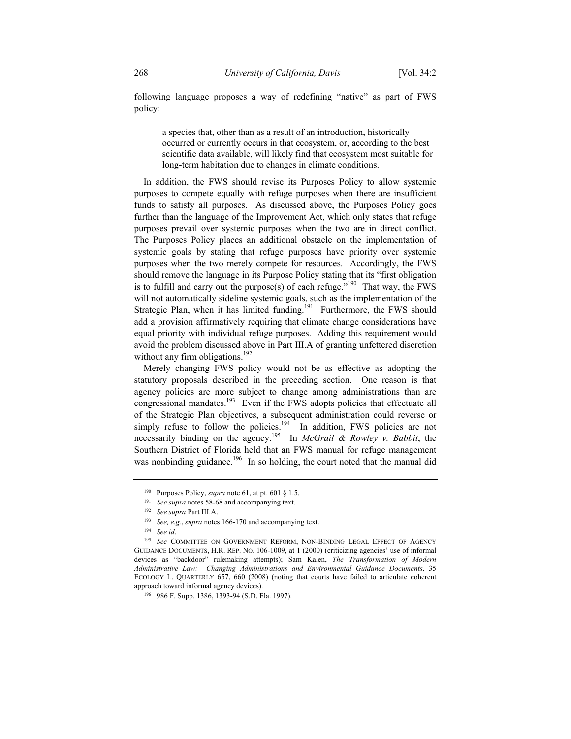following language proposes a way of redefining "native" as part of FWS policy:

> a species that, other than as a result of an introduction, historically occurred or currently occurs in that ecosystem, or, according to the best scientific data available, will likely find that ecosystem most suitable for long-term habitation due to changes in climate conditions.

In addition, the FWS should revise its Purposes Policy to allow systemic purposes to compete equally with refuge purposes when there are insufficient funds to satisfy all purposes. As discussed above, the Purposes Policy goes further than the language of the Improvement Act, which only states that refuge purposes prevail over systemic purposes when the two are in direct conflict. The Purposes Policy places an additional obstacle on the implementation of systemic goals by stating that refuge purposes have priority over systemic purposes when the two merely compete for resources. Accordingly, the FWS should remove the language in its Purpose Policy stating that its "first obligation is to fulfill and carry out the purpose(s) of each refuge."[190] That way, the FWS will not automatically sideline systemic goals, such as the implementation of the Strategic Plan, when it has limited funding.[191] Furthermore, the FWS should add a provision affirmatively requiring that climate change considerations have equal priority with individual refuge purposes. Adding this requirement would avoid the problem discussed above in Part III.A of granting unfettered discretion without any firm obligations.[192]

Merely changing FWS policy would not be as effective as adopting the statutory proposals described in the preceding section. One reason is that agency policies are more subject to change among administrations than are congressional mandates.[193] Even if the FWS adopts policies that effectuate all of the Strategic Plan objectives, a subsequent administration could reverse or simply refuse to follow the policies.[194] In addition, FWS policies are not necessarily binding on the agency.[195] In *McGrail & Rowley v. Babbit*, the Southern District of Florida held that an FWS manual for refuge management was nonbinding guidance.[196] In so holding, the court noted that the manual did

---

[190] Purposes Policy, *supra* note 61, at pt. 601 § 1.5.

[191] *See supra* notes 58-68 and accompanying text.

[192] *See supra* Part III.A.

[193] *See, e.g.*, *supra* notes 166-170 and accompanying text.

[194] *See id*.

[195] *See* COMMITTEE ON GOVERNMENT REFORM, NON-BINDING LEGAL EFFECT OF AGENCY GUIDANCE DOCUMENTS, H.R. REP. NO. 106-1009, at 1 (2000) (criticizing agencies' use of informal devices as "backdoor" rulemaking attempts); Sam Kalen, *The Transformation of Modern Administrative Law: Changing Administrations and Environmental Guidance Documents*, 35 ECOLOGY L. QUARTERLY 657, 660 (2008) (noting that courts have failed to articulate coherent approach toward informal agency devices).

[196] 986 F. Supp. 1386, 1393-94 (S.D. Fla. 1997).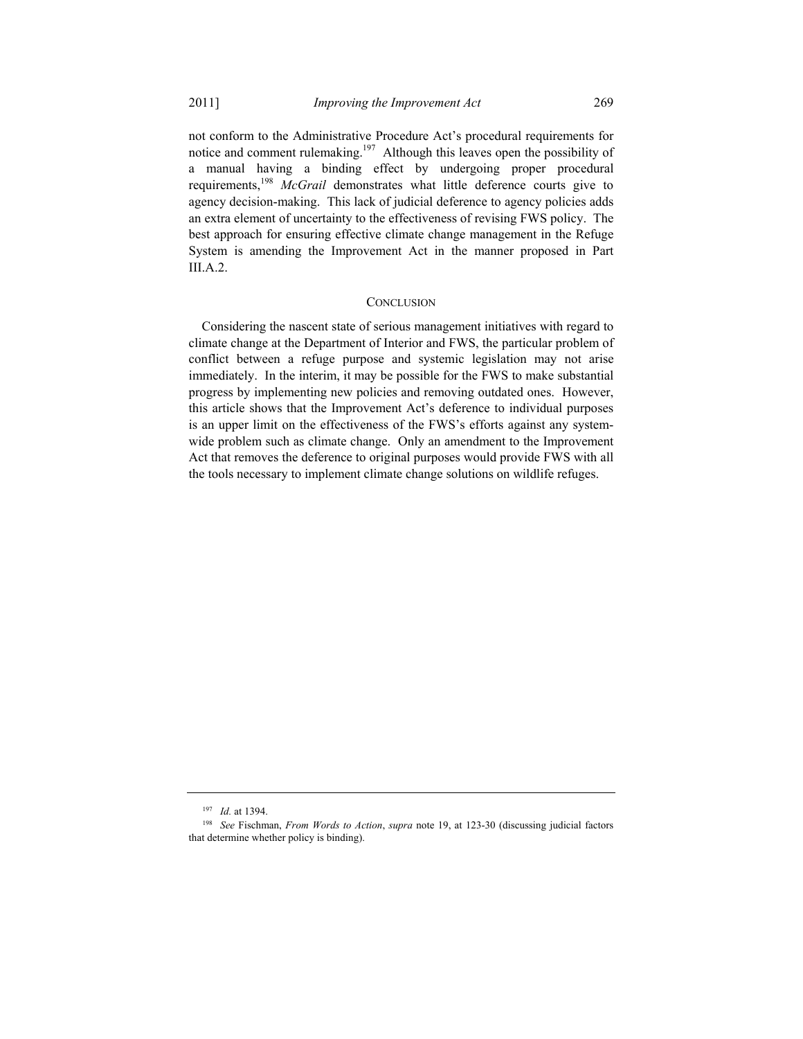not conform to the Administrative Procedure Act's procedural requirements for notice and comment rulemaking.[197] Although this leaves open the possibility of a manual having a binding effect by undergoing proper procedural requirements,[198] *McGrail* demonstrates what little deference courts give to agency decision-making. This lack of judicial deference to agency policies adds an extra element of uncertainty to the effectiveness of revising FWS policy. The best approach for ensuring effective climate change management in the Refuge System is amending the Improvement Act in the manner proposed in Part III.A.2.

## CONCLUSION

Considering the nascent state of serious management initiatives with regard to climate change at the Department of Interior and FWS, the particular problem of conflict between a refuge purpose and systemic legislation may not arise immediately. In the interim, it may be possible for the FWS to make substantial progress by implementing new policies and removing outdated ones. However, this article shows that the Improvement Act's deference to individual purposes is an upper limit on the effectiveness of the FWS's efforts against any system-wide problem such as climate change. Only an amendment to the Improvement Act that removes the deference to original purposes would provide FWS with all the tools necessary to implement climate change solutions on wildlife refuges.

---

[197] *Id.* at 1394.

[198] *See* Fischman, *From Words to Action*, *supra* note 19, at 123-30 (discussing judicial factors that determine whether policy is binding).